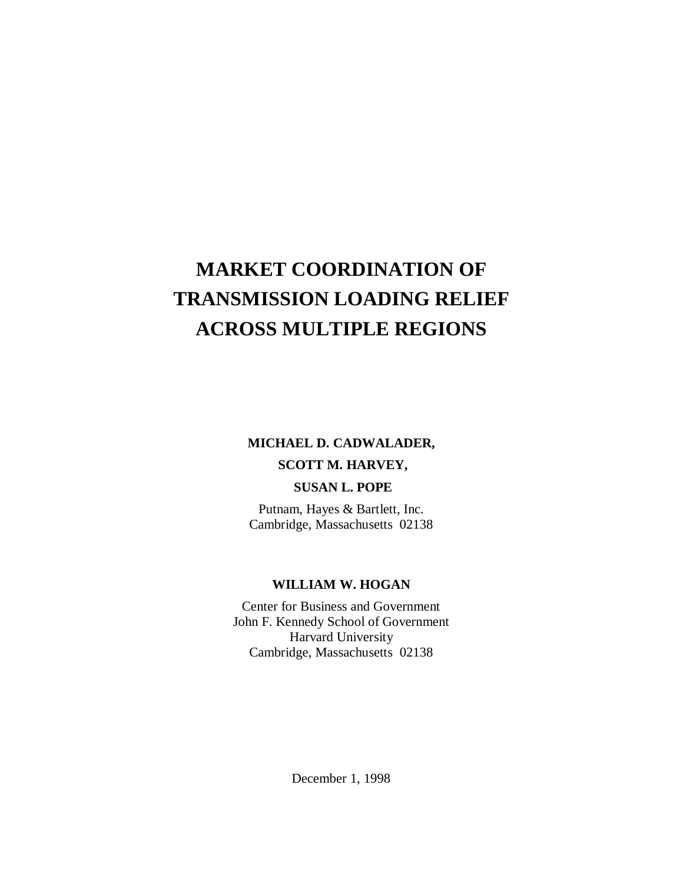# MARKET COORDINATION OF TRANSMISSION LOADING RELIEF ACROSS MULTIPLE REGIONS

**MICHAEL D. CADWALADER,**

**SCOTT M. HARVEY,**

**SUSAN L. POPE**

Putnam, Hayes & Bartlett, Inc.
Cambridge, Massachusetts 02138

**WILLIAM W. HOGAN**

Center for Business and Government
John F. Kennedy School of Government
Harvard University
Cambridge, Massachusetts 02138

December 1, 1998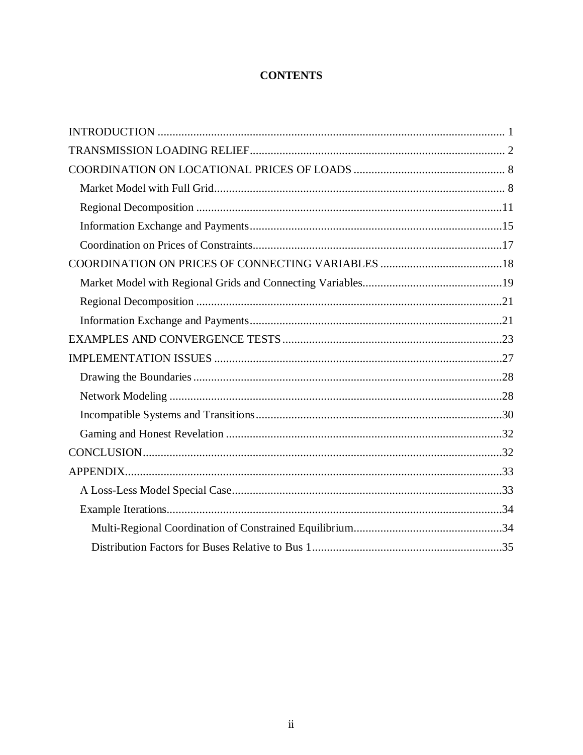# CONTENTS

INTRODUCTION .................................................................................................................... 1

TRANSMISSION LOADING RELIEF..................................................................................... 2

COORDINATION ON LOCATIONAL PRICES OF LOADS .................................................. 8

- Market Model with Full Grid................................................................................................. 8
- Regional Decomposition ......................................................................................................11
- Information Exchange and Payments....................................................................................15
- Coordination on Prices of Constraints...................................................................................17

COORDINATION ON PRICES OF CONNECTING VARIABLES .........................................18

- Market Model with Regional Grids and Connecting Variables..............................................19
- Regional Decomposition ......................................................................................................21
- Information Exchange and Payments....................................................................................21

EXAMPLES AND CONVERGENCE TESTS .........................................................................23

IMPLEMENTATION ISSUES ................................................................................................27

- Drawing the Boundaries .......................................................................................................28
- Network Modeling ...............................................................................................................28
- Incompatible Systems and Transitions..................................................................................30
- Gaming and Honest Revelation ............................................................................................32

CONCLUSION........................................................................................................................32

APPENDIX..............................................................................................................................33

- A Loss-Less Model Special Case...........................................................................................33
- Example Iterations................................................................................................................34
  - Multi-Regional Coordination of Constrained Equilibrium..................................................34
  - Distribution Factors for Buses Relative to Bus 1................................................................35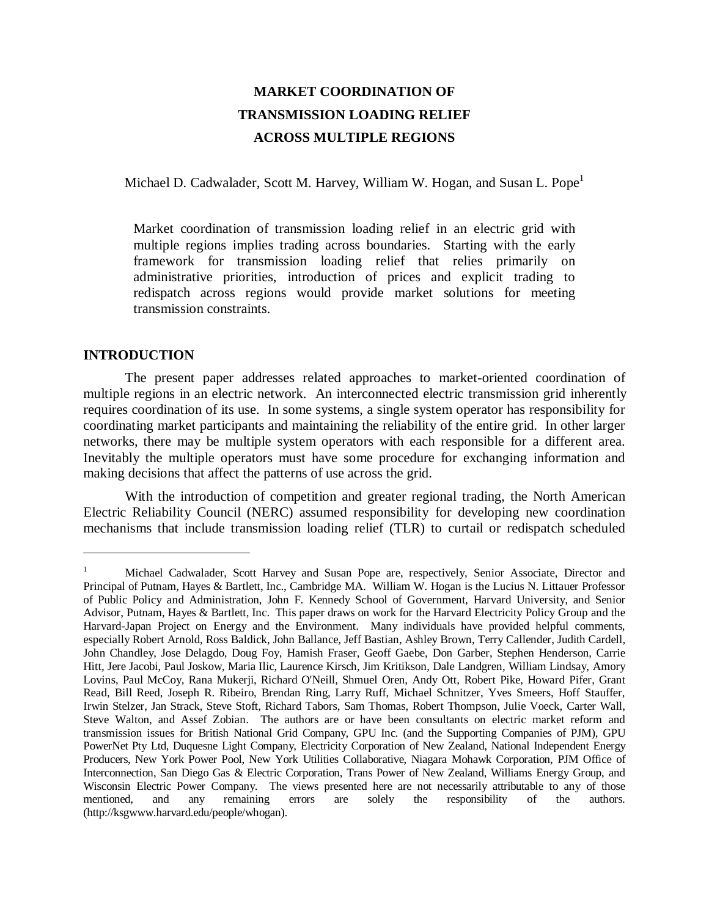# MARKET COORDINATION OF TRANSMISSION LOADING RELIEF ACROSS MULTIPLE REGIONS

Michael D. Cadwalader, Scott M. Harvey, William W. Hogan, and Susan L. Pope[1]

> Market coordination of transmission loading relief in an electric grid with multiple regions implies trading across boundaries. Starting with the early framework for transmission loading relief that relies primarily on administrative priorities, introduction of prices and explicit trading to redispatch across regions would provide market solutions for meeting transmission constraints.

## INTRODUCTION

The present paper addresses related approaches to market-oriented coordination of multiple regions in an electric network. An interconnected electric transmission grid inherently requires coordination of its use. In some systems, a single system operator has responsibility for coordinating market participants and maintaining the reliability of the entire grid. In other larger networks, there may be multiple system operators with each responsible for a different area. Inevitably the multiple operators must have some procedure for exchanging information and making decisions that affect the patterns of use across the grid.

With the introduction of competition and greater regional trading, the North American Electric Reliability Council (NERC) assumed responsibility for developing new coordination mechanisms that include transmission loading relief (TLR) to curtail or redispatch scheduled

---

[1] Michael Cadwalader, Scott Harvey and Susan Pope are, respectively, Senior Associate, Director and Principal of Putnam, Hayes & Bartlett, Inc., Cambridge MA. William W. Hogan is the Lucius N. Littauer Professor of Public Policy and Administration, John F. Kennedy School of Government, Harvard University, and Senior Advisor, Putnam, Hayes & Bartlett, Inc. This paper draws on work for the Harvard Electricity Policy Group and the Harvard-Japan Project on Energy and the Environment. Many individuals have provided helpful comments, especially Robert Arnold, Ross Baldick, John Ballance, Jeff Bastian, Ashley Brown, Terry Callender, Judith Cardell, John Chandley, Jose Delagdo, Doug Foy, Hamish Fraser, Geoff Gaebe, Don Garber, Stephen Henderson, Carrie Hitt, Jere Jacobi, Paul Joskow, Maria Ilic, Laurence Kirsch, Jim Kritikson, Dale Landgren, William Lindsay, Amory Lovins, Paul McCoy, Rana Mukerji, Richard O'Neill, Shmuel Oren, Andy Ott, Robert Pike, Howard Pifer, Grant Read, Bill Reed, Joseph R. Ribeiro, Brendan Ring, Larry Ruff, Michael Schnitzer, Yves Smeers, Hoff Stauffer, Irwin Stelzer, Jan Strack, Steve Stoft, Richard Tabors, Sam Thomas, Robert Thompson, Julie Voeck, Carter Wall, Steve Walton, and Assef Zobian. The authors are or have been consultants on electric market reform and transmission issues for British National Grid Company, GPU Inc. (and the Supporting Companies of PJM), GPU PowerNet Pty Ltd, Duquesne Light Company, Electricity Corporation of New Zealand, National Independent Energy Producers, New York Power Pool, New York Utilities Collaborative, Niagara Mohawk Corporation, PJM Office of Interconnection, San Diego Gas & Electric Corporation, Trans Power of New Zealand, Williams Energy Group, and Wisconsin Electric Power Company. The views presented here are not necessarily attributable to any of those mentioned, and any remaining errors are solely the responsibility of the authors. (http://ksgwww.harvard.edu/people/whogan).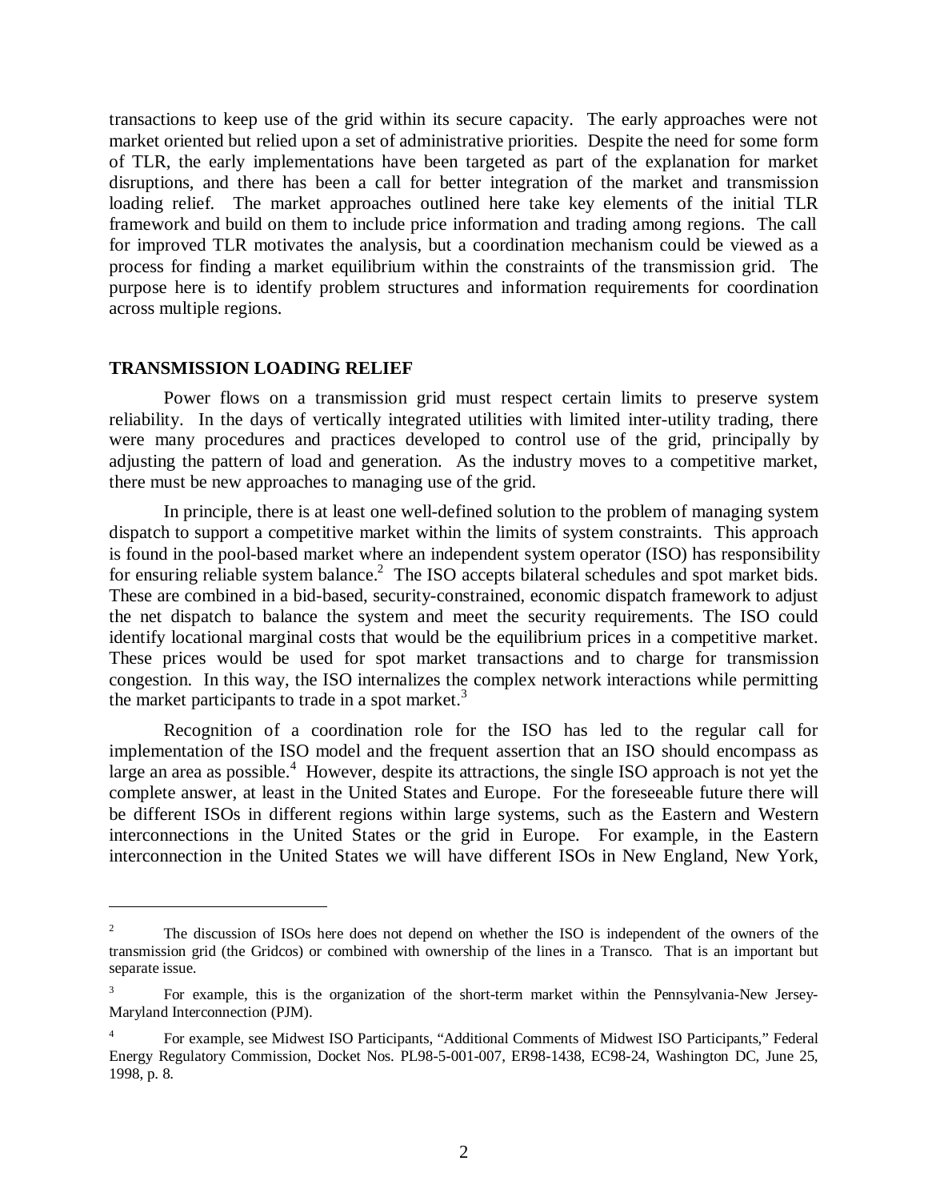transactions to keep use of the grid within its secure capacity. The early approaches were not market oriented but relied upon a set of administrative priorities. Despite the need for some form of TLR, the early implementations have been targeted as part of the explanation for market disruptions, and there has been a call for better integration of the market and transmission loading relief. The market approaches outlined here take key elements of the initial TLR framework and build on them to include price information and trading among regions. The call for improved TLR motivates the analysis, but a coordination mechanism could be viewed as a process for finding a market equilibrium within the constraints of the transmission grid. The purpose here is to identify problem structures and information requirements for coordination across multiple regions.

## TRANSMISSION LOADING RELIEF

Power flows on a transmission grid must respect certain limits to preserve system reliability. In the days of vertically integrated utilities with limited inter-utility trading, there were many procedures and practices developed to control use of the grid, principally by adjusting the pattern of load and generation. As the industry moves to a competitive market, there must be new approaches to managing use of the grid.

In principle, there is at least one well-defined solution to the problem of managing system dispatch to support a competitive market within the limits of system constraints. This approach is found in the pool-based market where an independent system operator (ISO) has responsibility for ensuring reliable system balance.[2] The ISO accepts bilateral schedules and spot market bids. These are combined in a bid-based, security-constrained, economic dispatch framework to adjust the net dispatch to balance the system and meet the security requirements. The ISO could identify locational marginal costs that would be the equilibrium prices in a competitive market. These prices would be used for spot market transactions and to charge for transmission congestion. In this way, the ISO internalizes the complex network interactions while permitting the market participants to trade in a spot market.[3]

Recognition of a coordination role for the ISO has led to the regular call for implementation of the ISO model and the frequent assertion that an ISO should encompass as large an area as possible.[4] However, despite its attractions, the single ISO approach is not yet the complete answer, at least in the United States and Europe. For the foreseeable future there will be different ISOs in different regions within large systems, such as the Eastern and Western interconnections in the United States or the grid in Europe. For example, in the Eastern interconnection in the United States we will have different ISOs in New England, New York,

---

[2] The discussion of ISOs here does not depend on whether the ISO is independent of the owners of the transmission grid (the Gridcos) or combined with ownership of the lines in a Transco. That is an important but separate issue.

[3] For example, this is the organization of the short-term market within the Pennsylvania-New Jersey-Maryland Interconnection (PJM).

[4] For example, see Midwest ISO Participants, "Additional Comments of Midwest ISO Participants," Federal Energy Regulatory Commission, Docket Nos. PL98-5-001-007, ER98-1438, EC98-24, Washington DC, June 25, 1998, p. 8.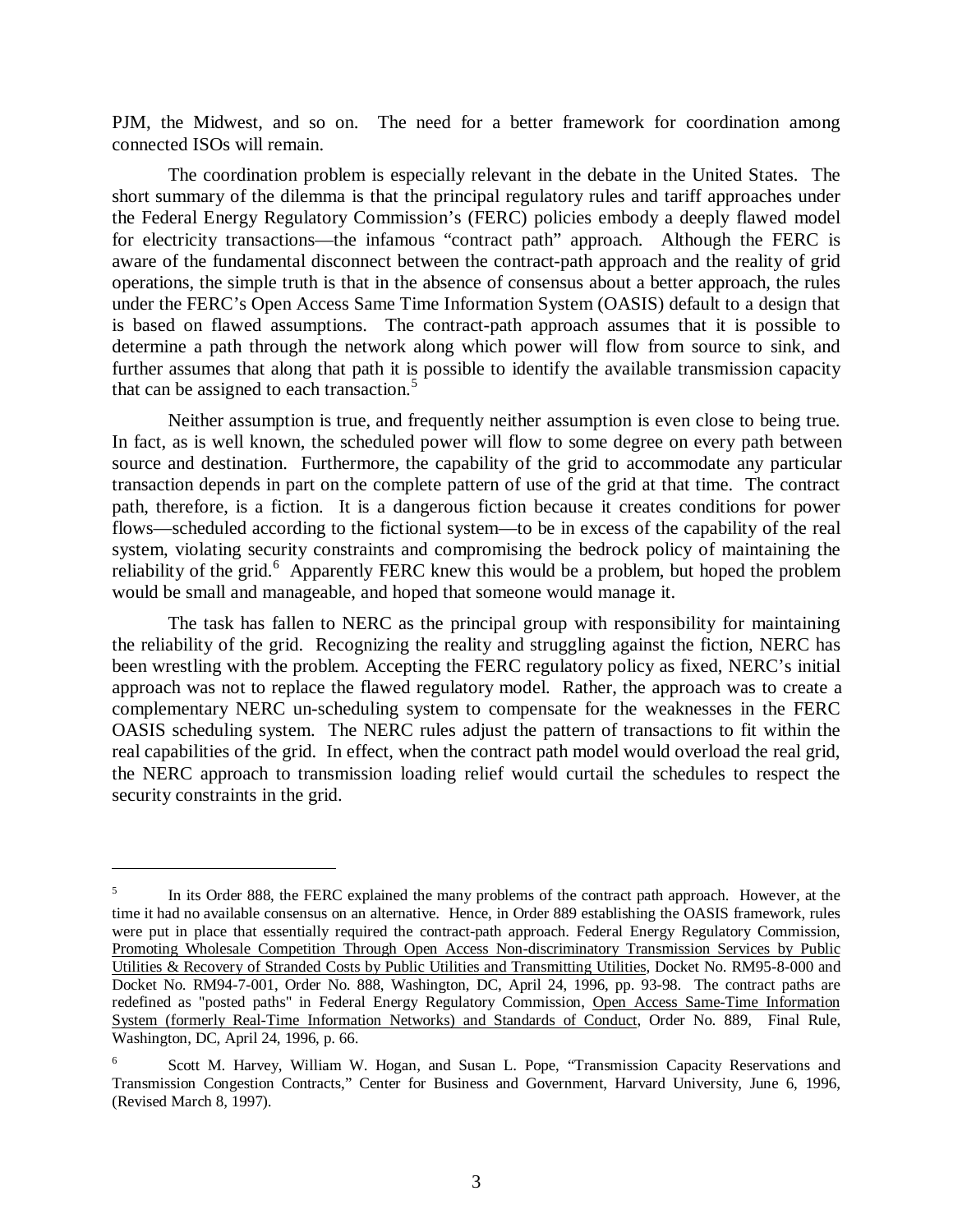PJM, the Midwest, and so on. The need for a better framework for coordination among connected ISOs will remain.

The coordination problem is especially relevant in the debate in the United States. The short summary of the dilemma is that the principal regulatory rules and tariff approaches under the Federal Energy Regulatory Commission's (FERC) policies embody a deeply flawed model for electricity transactions—the infamous "contract path" approach. Although the FERC is aware of the fundamental disconnect between the contract-path approach and the reality of grid operations, the simple truth is that in the absence of consensus about a better approach, the rules under the FERC's Open Access Same Time Information System (OASIS) default to a design that is based on flawed assumptions. The contract-path approach assumes that it is possible to determine a path through the network along which power will flow from source to sink, and further assumes that along that path it is possible to identify the available transmission capacity that can be assigned to each transaction.[5]

Neither assumption is true, and frequently neither assumption is even close to being true. In fact, as is well known, the scheduled power will flow to some degree on every path between source and destination. Furthermore, the capability of the grid to accommodate any particular transaction depends in part on the complete pattern of use of the grid at that time. The contract path, therefore, is a fiction. It is a dangerous fiction because it creates conditions for power flows—scheduled according to the fictional system—to be in excess of the capability of the real system, violating security constraints and compromising the bedrock policy of maintaining the reliability of the grid.[6] Apparently FERC knew this would be a problem, but hoped the problem would be small and manageable, and hoped that someone would manage it.

The task has fallen to NERC as the principal group with responsibility for maintaining the reliability of the grid. Recognizing the reality and struggling against the fiction, NERC has been wrestling with the problem. Accepting the FERC regulatory policy as fixed, NERC's initial approach was not to replace the flawed regulatory model. Rather, the approach was to create a complementary NERC un-scheduling system to compensate for the weaknesses in the FERC OASIS scheduling system. The NERC rules adjust the pattern of transactions to fit within the real capabilities of the grid. In effect, when the contract path model would overload the real grid, the NERC approach to transmission loading relief would curtail the schedules to respect the security constraints in the grid.

---

[5] In its Order 888, the FERC explained the many problems of the contract path approach. However, at the time it had no available consensus on an alternative. Hence, in Order 889 establishing the OASIS framework, rules were put in place that essentially required the contract-path approach. Federal Energy Regulatory Commission, Promoting Wholesale Competition Through Open Access Non-discriminatory Transmission Services by Public Utilities & Recovery of Stranded Costs by Public Utilities and Transmitting Utilities, Docket No. RM95-8-000 and Docket No. RM94-7-001, Order No. 888, Washington, DC, April 24, 1996, pp. 93-98. The contract paths are redefined as "posted paths" in Federal Energy Regulatory Commission, Open Access Same-Time Information System (formerly Real-Time Information Networks) and Standards of Conduct, Order No. 889, Final Rule, Washington, DC, April 24, 1996, p. 66.

[6] Scott M. Harvey, William W. Hogan, and Susan L. Pope, "Transmission Capacity Reservations and Transmission Congestion Contracts," Center for Business and Government, Harvard University, June 6, 1996, (Revised March 8, 1997).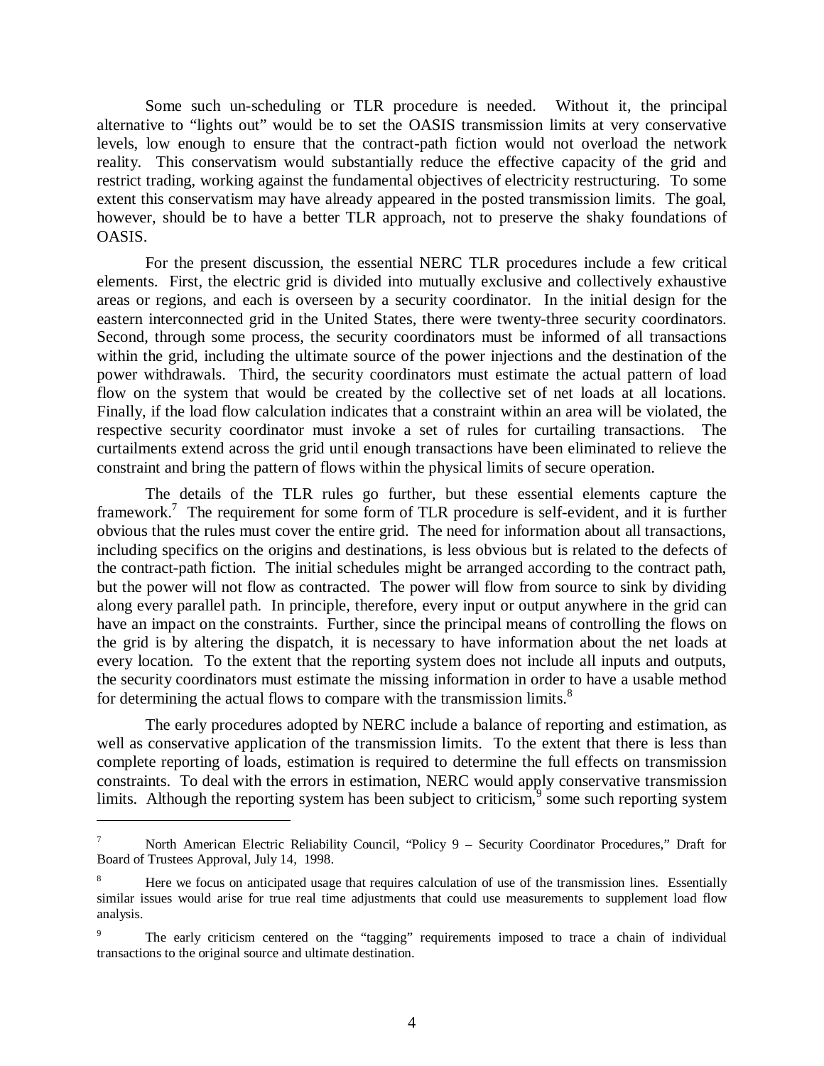Some such un-scheduling or TLR procedure is needed. Without it, the principal alternative to "lights out" would be to set the OASIS transmission limits at very conservative levels, low enough to ensure that the contract-path fiction would not overload the network reality. This conservatism would substantially reduce the effective capacity of the grid and restrict trading, working against the fundamental objectives of electricity restructuring. To some extent this conservatism may have already appeared in the posted transmission limits. The goal, however, should be to have a better TLR approach, not to preserve the shaky foundations of OASIS.

For the present discussion, the essential NERC TLR procedures include a few critical elements. First, the electric grid is divided into mutually exclusive and collectively exhaustive areas or regions, and each is overseen by a security coordinator. In the initial design for the eastern interconnected grid in the United States, there were twenty-three security coordinators. Second, through some process, the security coordinators must be informed of all transactions within the grid, including the ultimate source of the power injections and the destination of the power withdrawals. Third, the security coordinators must estimate the actual pattern of load flow on the system that would be created by the collective set of net loads at all locations. Finally, if the load flow calculation indicates that a constraint within an area will be violated, the respective security coordinator must invoke a set of rules for curtailing transactions. The curtailments extend across the grid until enough transactions have been eliminated to relieve the constraint and bring the pattern of flows within the physical limits of secure operation.

The details of the TLR rules go further, but these essential elements capture the framework.[7] The requirement for some form of TLR procedure is self-evident, and it is further obvious that the rules must cover the entire grid. The need for information about all transactions, including specifics on the origins and destinations, is less obvious but is related to the defects of the contract-path fiction. The initial schedules might be arranged according to the contract path, but the power will not flow as contracted. The power will flow from source to sink by dividing along every parallel path. In principle, therefore, every input or output anywhere in the grid can have an impact on the constraints. Further, since the principal means of controlling the flows on the grid is by altering the dispatch, it is necessary to have information about the net loads at every location. To the extent that the reporting system does not include all inputs and outputs, the security coordinators must estimate the missing information in order to have a usable method for determining the actual flows to compare with the transmission limits.[8]

The early procedures adopted by NERC include a balance of reporting and estimation, as well as conservative application of the transmission limits. To the extent that there is less than complete reporting of loads, estimation is required to determine the full effects on transmission constraints. To deal with the errors in estimation, NERC would apply conservative transmission limits. Although the reporting system has been subject to criticism,[9] some such reporting system

---

[7] North American Electric Reliability Council, "Policy 9 – Security Coordinator Procedures," Draft for Board of Trustees Approval, July 14, 1998.

[8] Here we focus on anticipated usage that requires calculation of use of the transmission lines. Essentially similar issues would arise for true real time adjustments that could use measurements to supplement load flow analysis.

[9] The early criticism centered on the "tagging" requirements imposed to trace a chain of individual transactions to the original source and ultimate destination.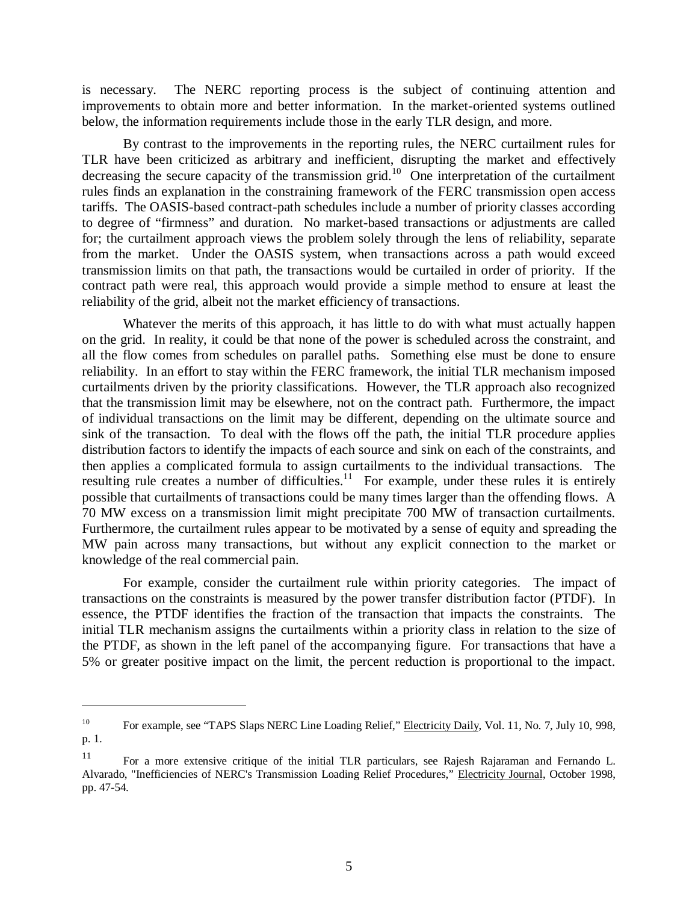is necessary. The NERC reporting process is the subject of continuing attention and improvements to obtain more and better information. In the market-oriented systems outlined below, the information requirements include those in the early TLR design, and more.

By contrast to the improvements in the reporting rules, the NERC curtailment rules for TLR have been criticized as arbitrary and inefficient, disrupting the market and effectively decreasing the secure capacity of the transmission grid.[10] One interpretation of the curtailment rules finds an explanation in the constraining framework of the FERC transmission open access tariffs. The OASIS-based contract-path schedules include a number of priority classes according to degree of "firmness" and duration. No market-based transactions or adjustments are called for; the curtailment approach views the problem solely through the lens of reliability, separate from the market. Under the OASIS system, when transactions across a path would exceed transmission limits on that path, the transactions would be curtailed in order of priority. If the contract path were real, this approach would provide a simple method to ensure at least the reliability of the grid, albeit not the market efficiency of transactions.

Whatever the merits of this approach, it has little to do with what must actually happen on the grid. In reality, it could be that none of the power is scheduled across the constraint, and all the flow comes from schedules on parallel paths. Something else must be done to ensure reliability. In an effort to stay within the FERC framework, the initial TLR mechanism imposed curtailments driven by the priority classifications. However, the TLR approach also recognized that the transmission limit may be elsewhere, not on the contract path. Furthermore, the impact of individual transactions on the limit may be different, depending on the ultimate source and sink of the transaction. To deal with the flows off the path, the initial TLR procedure applies distribution factors to identify the impacts of each source and sink on each of the constraints, and then applies a complicated formula to assign curtailments to the individual transactions. The resulting rule creates a number of difficulties.[11] For example, under these rules it is entirely possible that curtailments of transactions could be many times larger than the offending flows. A 70 MW excess on a transmission limit might precipitate 700 MW of transaction curtailments. Furthermore, the curtailment rules appear to be motivated by a sense of equity and spreading the MW pain across many transactions, but without any explicit connection to the market or knowledge of the real commercial pain.

For example, consider the curtailment rule within priority categories. The impact of transactions on the constraints is measured by the power transfer distribution factor (PTDF). In essence, the PTDF identifies the fraction of the transaction that impacts the constraints. The initial TLR mechanism assigns the curtailments within a priority class in relation to the size of the PTDF, as shown in the left panel of the accompanying figure. For transactions that have a 5% or greater positive impact on the limit, the percent reduction is proportional to the impact.

---

[10] For example, see "TAPS Slaps NERC Line Loading Relief," Electricity Daily, Vol. 11, No. 7, July 10, 998, p. 1.

[11] For a more extensive critique of the initial TLR particulars, see Rajesh Rajaraman and Fernando L. Alvarado, "Inefficiencies of NERC's Transmission Loading Relief Procedures," Electricity Journal, October 1998, pp. 47-54.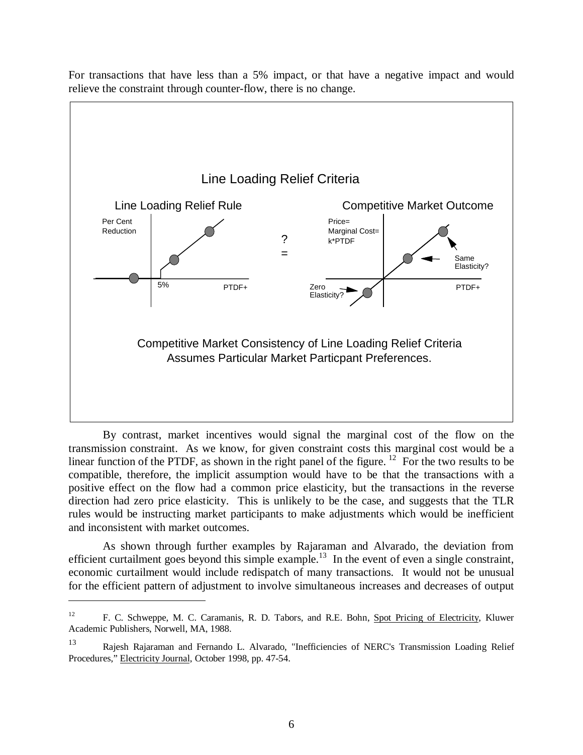For transactions that have less than a 5% impact, or that have a negative impact and would relieve the constraint through counter-flow, there is no change.

Line Loading Relief Criteria

Line Loading Relief Rule

Competitive Market Outcome

Per Cent Reduction

5%

PTDF+

? =

Price= Marginal Cost= k*PTDF

Same Elasticity?

Zero Elasticity?

PTDF+

Competitive Market Consistency of Line Loading Relief Criteria Assumes Particular Market Particpant Preferences.

By contrast, market incentives would signal the marginal cost of the flow on the transmission constraint. As we know, for given constraint costs this marginal cost would be a linear function of the PTDF, as shown in the right panel of the figure. [12] For the two results to be compatible, therefore, the implicit assumption would have to be that the transactions with a positive effect on the flow had a common price elasticity, but the transactions in the reverse direction had zero price elasticity. This is unlikely to be the case, and suggests that the TLR rules would be instructing market participants to make adjustments which would be inefficient and inconsistent with market outcomes.

As shown through further examples by Rajaraman and Alvarado, the deviation from efficient curtailment goes beyond this simple example.[13] In the event of even a single constraint, economic curtailment would include redispatch of many transactions. It would not be unusual for the efficient pattern of adjustment to involve simultaneous increases and decreases of output

---

[12] F. C. Schweppe, M. C. Caramanis, R. D. Tabors, and R.E. Bohn, Spot Pricing of Electricity, Kluwer Academic Publishers, Norwell, MA, 1988.

[13] Rajesh Rajaraman and Fernando L. Alvarado, "Inefficiencies of NERC's Transmission Loading Relief Procedures," Electricity Journal, October 1998, pp. 47-54.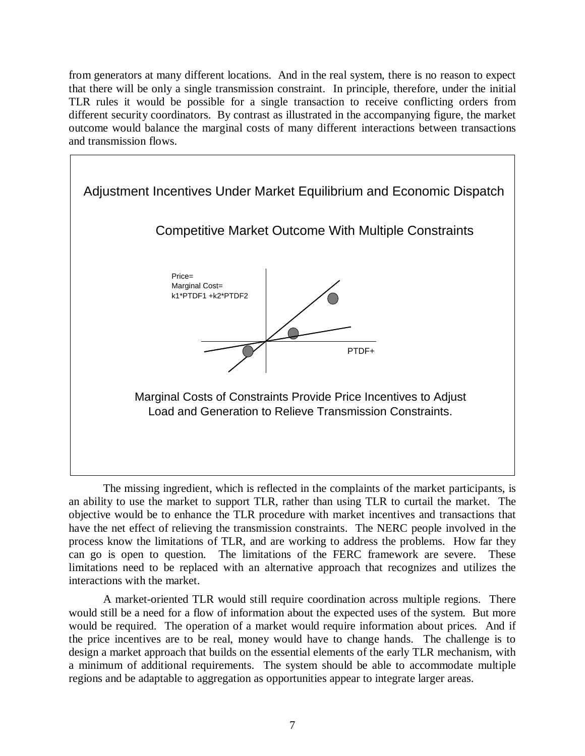from generators at many different locations. And in the real system, there is no reason to expect that there will be only a single transmission constraint. In principle, therefore, under the initial TLR rules it would be possible for a single transaction to receive conflicting orders from different security coordinators. By contrast as illustrated in the accompanying figure, the market outcome would balance the marginal costs of many different interactions between transactions and transmission flows.

Adjustment Incentives Under Market Equilibrium and Economic Dispatch

Competitive Market Outcome With Multiple Constraints

Price=
Marginal Cost=
k1*PTDF1 +k2*PTDF2

PTDF+

Marginal Costs of Constraints Provide Price Incentives to Adjust Load and Generation to Relieve Transmission Constraints.

The missing ingredient, which is reflected in the complaints of the market participants, is an ability to use the market to support TLR, rather than using TLR to curtail the market. The objective would be to enhance the TLR procedure with market incentives and transactions that have the net effect of relieving the transmission constraints. The NERC people involved in the process know the limitations of TLR, and are working to address the problems. How far they can go is open to question. The limitations of the FERC framework are severe. These limitations need to be replaced with an alternative approach that recognizes and utilizes the interactions with the market.

A market-oriented TLR would still require coordination across multiple regions. There would still be a need for a flow of information about the expected uses of the system. But more would be required. The operation of a market would require information about prices. And if the price incentives are to be real, money would have to change hands. The challenge is to design a market approach that builds on the essential elements of the early TLR mechanism, with a minimum of additional requirements. The system should be able to accommodate multiple regions and be adaptable to aggregation as opportunities appear to integrate larger areas.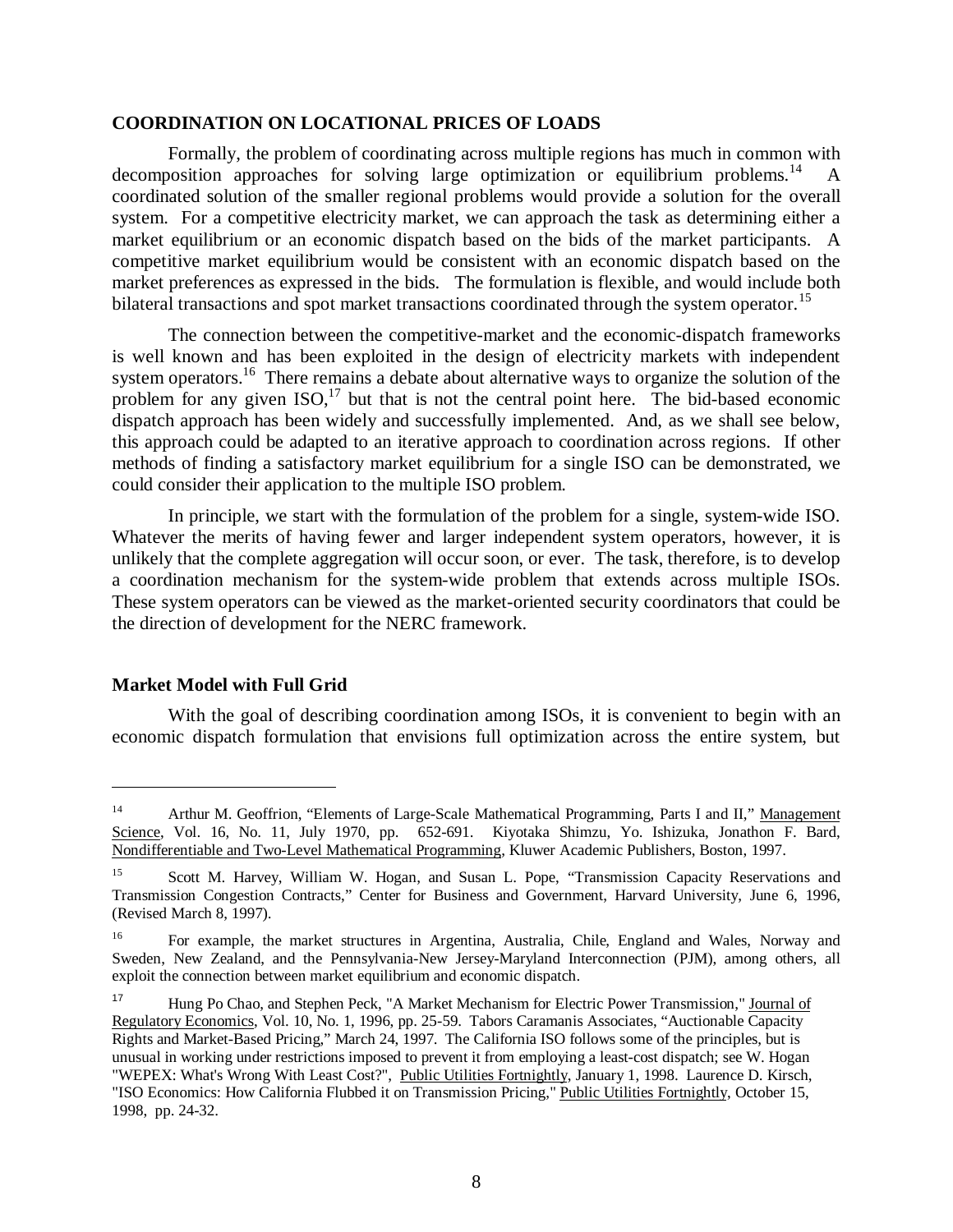## COORDINATION ON LOCATIONAL PRICES OF LOADS

Formally, the problem of coordinating across multiple regions has much in common with decomposition approaches for solving large optimization or equilibrium problems.[14] A coordinated solution of the smaller regional problems would provide a solution for the overall system. For a competitive electricity market, we can approach the task as determining either a market equilibrium or an economic dispatch based on the bids of the market participants. A competitive market equilibrium would be consistent with an economic dispatch based on the market preferences as expressed in the bids. The formulation is flexible, and would include both bilateral transactions and spot market transactions coordinated through the system operator.[15]

The connection between the competitive-market and the economic-dispatch frameworks is well known and has been exploited in the design of electricity markets with independent system operators.[16] There remains a debate about alternative ways to organize the solution of the problem for any given ISO,[17] but that is not the central point here. The bid-based economic dispatch approach has been widely and successfully implemented. And, as we shall see below, this approach could be adapted to an iterative approach to coordination across regions. If other methods of finding a satisfactory market equilibrium for a single ISO can be demonstrated, we could consider their application to the multiple ISO problem.

In principle, we start with the formulation of the problem for a single, system-wide ISO. Whatever the merits of having fewer and larger independent system operators, however, it is unlikely that the complete aggregation will occur soon, or ever. The task, therefore, is to develop a coordination mechanism for the system-wide problem that extends across multiple ISOs. These system operators can be viewed as the market-oriented security coordinators that could be the direction of development for the NERC framework.

### Market Model with Full Grid

With the goal of describing coordination among ISOs, it is convenient to begin with an economic dispatch formulation that envisions full optimization across the entire system, but

---

[14] Arthur M. Geoffrion, "Elements of Large-Scale Mathematical Programming, Parts I and II," Management Science, Vol. 16, No. 11, July 1970, pp. 652-691. Kiyotaka Shimzu, Yo. Ishizuka, Jonathon F. Bard, Nondifferentiable and Two-Level Mathematical Programming, Kluwer Academic Publishers, Boston, 1997.

[15] Scott M. Harvey, William W. Hogan, and Susan L. Pope, "Transmission Capacity Reservations and Transmission Congestion Contracts," Center for Business and Government, Harvard University, June 6, 1996, (Revised March 8, 1997).

[16] For example, the market structures in Argentina, Australia, Chile, England and Wales, Norway and Sweden, New Zealand, and the Pennsylvania-New Jersey-Maryland Interconnection (PJM), among others, all exploit the connection between market equilibrium and economic dispatch.

[17] Hung Po Chao, and Stephen Peck, "A Market Mechanism for Electric Power Transmission," Journal of Regulatory Economics, Vol. 10, No. 1, 1996, pp. 25-59. Tabors Caramanis Associates, "Auctionable Capacity Rights and Market-Based Pricing," March 24, 1997. The California ISO follows some of the principles, but is unusual in working under restrictions imposed to prevent it from employing a least-cost dispatch; see W. Hogan "WEPEX: What's Wrong With Least Cost?", Public Utilities Fortnightly, January 1, 1998. Laurence D. Kirsch, "ISO Economics: How California Flubbed it on Transmission Pricing," Public Utilities Fortnightly, October 15, 1998, pp. 24-32.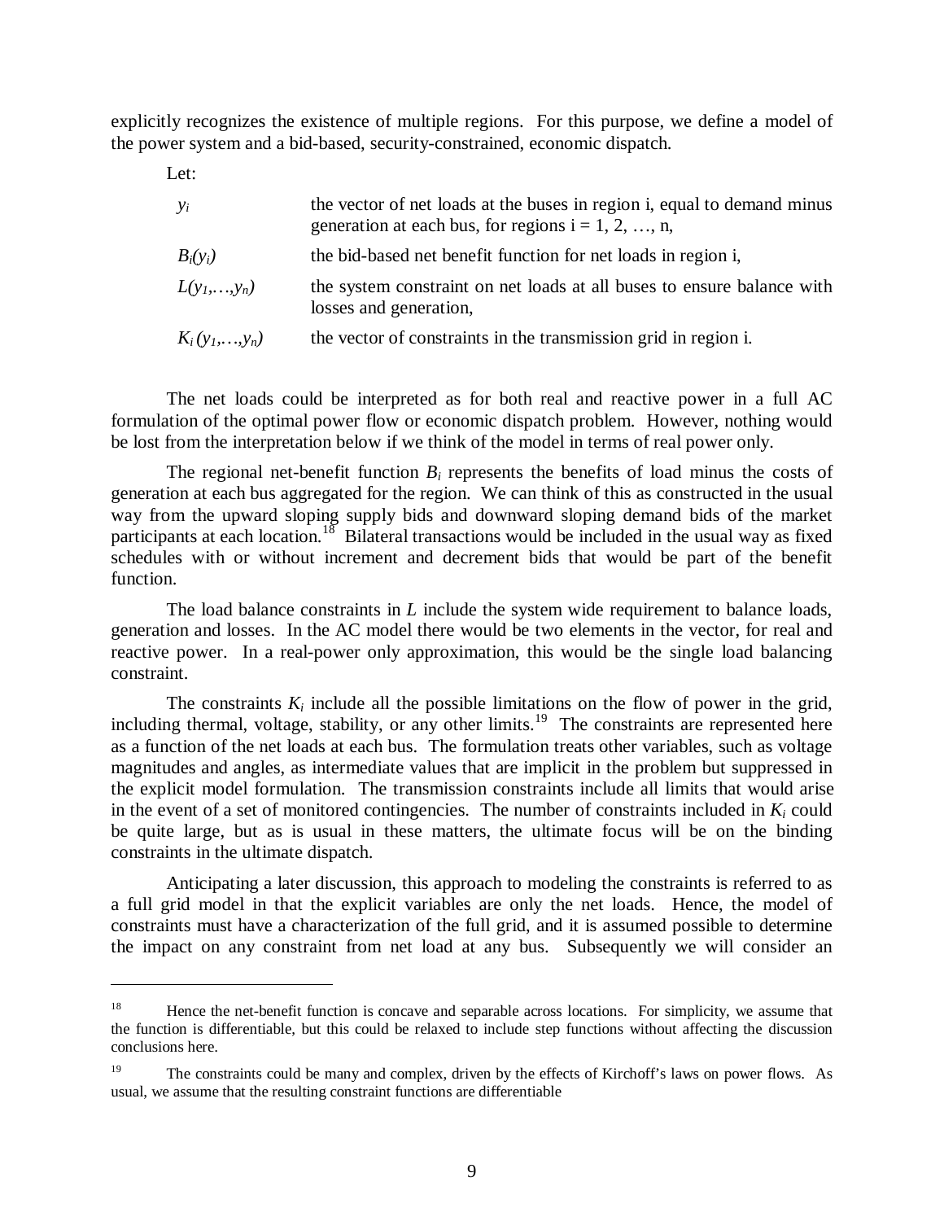explicitly recognizes the existence of multiple regions. For this purpose, we define a model of the power system and a bid-based, security-constrained, economic dispatch.

Let:

| | |
|---|---|
| $y_i$ | the vector of net loads at the buses in region i, equal to demand minus generation at each bus, for regions i = 1, 2, …, n, |
| $B_i(y_i)$ | the bid-based net benefit function for net loads in region i, |
| $L(y_1,\ldots,y_n)$ | the system constraint on net loads at all buses to ensure balance with losses and generation, |
| $K_i(y_1,\ldots,y_n)$ | the vector of constraints in the transmission grid in region i. |

The net loads could be interpreted as for both real and reactive power in a full AC formulation of the optimal power flow or economic dispatch problem. However, nothing would be lost from the interpretation below if we think of the model in terms of real power only.

The regional net-benefit function $B_i$ represents the benefits of load minus the costs of generation at each bus aggregated for the region. We can think of this as constructed in the usual way from the upward sloping supply bids and downward sloping demand bids of the market participants at each location.[18] Bilateral transactions would be included in the usual way as fixed schedules with or without increment and decrement bids that would be part of the benefit function.

The load balance constraints in $L$ include the system wide requirement to balance loads, generation and losses. In the AC model there would be two elements in the vector, for real and reactive power. In a real-power only approximation, this would be the single load balancing constraint.

The constraints $K_i$ include all the possible limitations on the flow of power in the grid, including thermal, voltage, stability, or any other limits.[19] The constraints are represented here as a function of the net loads at each bus. The formulation treats other variables, such as voltage magnitudes and angles, as intermediate values that are implicit in the problem but suppressed in the explicit model formulation. The transmission constraints include all limits that would arise in the event of a set of monitored contingencies. The number of constraints included in $K_i$ could be quite large, but as is usual in these matters, the ultimate focus will be on the binding constraints in the ultimate dispatch.

Anticipating a later discussion, this approach to modeling the constraints is referred to as a full grid model in that the explicit variables are only the net loads. Hence, the model of constraints must have a characterization of the full grid, and it is assumed possible to determine the impact on any constraint from net load at any bus. Subsequently we will consider an

---

[18] Hence the net-benefit function is concave and separable across locations. For simplicity, we assume that the function is differentiable, but this could be relaxed to include step functions without affecting the discussion conclusions here.

[19] The constraints could be many and complex, driven by the effects of Kirchoff's laws on power flows. As usual, we assume that the resulting constraint functions are differentiable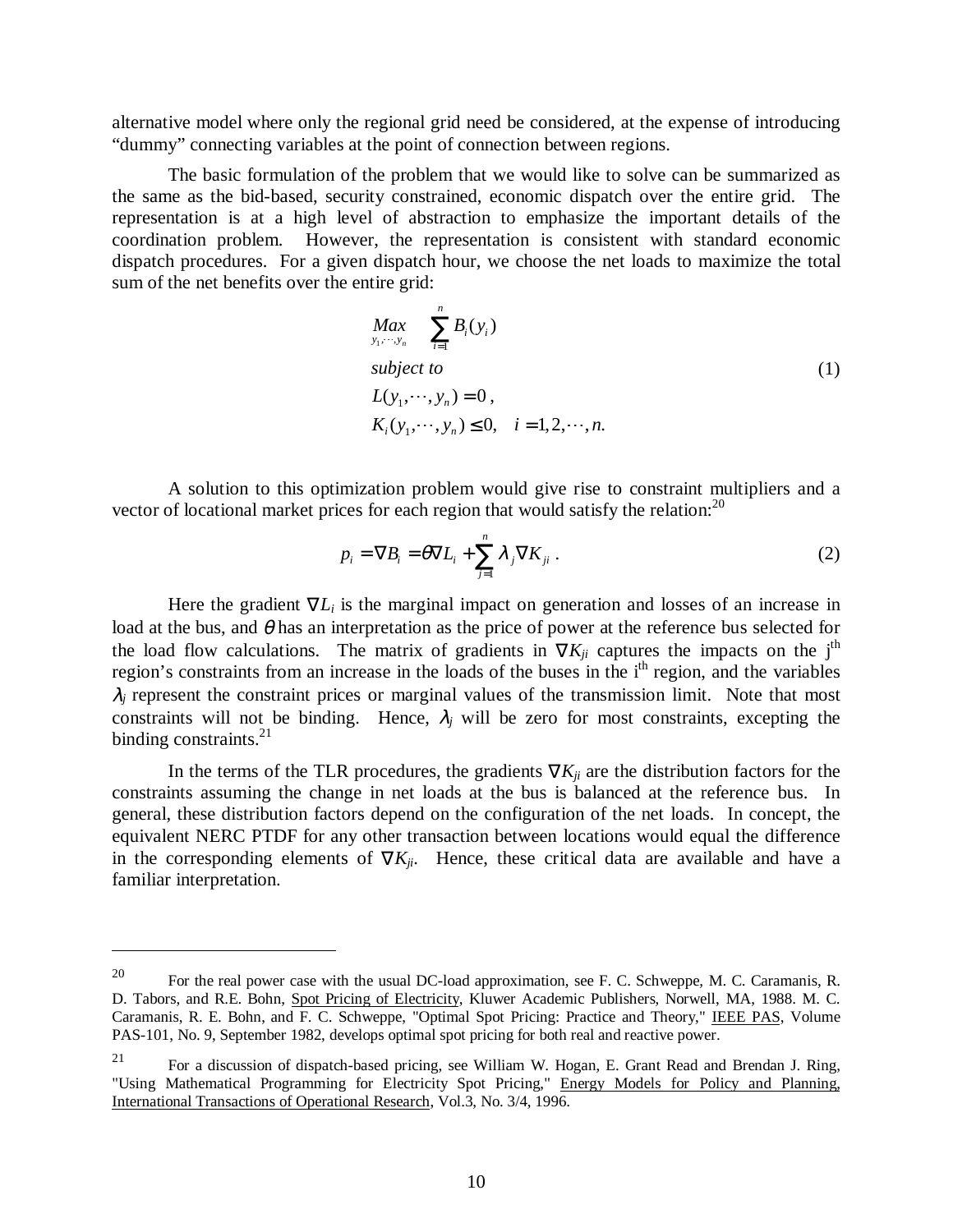alternative model where only the regional grid need be considered, at the expense of introducing "dummy" connecting variables at the point of connection between regions.

The basic formulation of the problem that we would like to solve can be summarized as the same as the bid-based, security constrained, economic dispatch over the entire grid. The representation is at a high level of abstraction to emphasize the important details of the coordination problem. However, the representation is consistent with standard economic dispatch procedures. For a given dispatch hour, we choose the net loads to maximize the total sum of the net benefits over the entire grid:

$$
\begin{aligned}
&\underset{y_1,\cdots,y_n}{Max} \quad \sum_{i=1}^{n} B_i(y_i) \\
&subject\ to \\
&L(y_1,\cdots,y_n) = 0\,, \\
&K_i(y_1,\cdots,y_n) \leq 0, \quad i = 1,2,\cdots,n.
\end{aligned}
\tag{1}
$$

A solution to this optimization problem would give rise to constraint multipliers and a vector of locational market prices for each region that would satisfy the relation:[20]

$$
p_i = \nabla B_i = \theta \nabla L_i + \sum_{j=1}^{n} \lambda_j \nabla K_{ji}\,. \tag{2}
$$

Here the gradient $\nabla L_i$ is the marginal impact on generation and losses of an increase in load at the bus, and $\theta$ has an interpretation as the price of power at the reference bus selected for the load flow calculations. The matrix of gradients in $\nabla K_{ji}$ captures the impacts on the j[th] region's constraints from an increase in the loads of the buses in the i[th] region, and the variables $\lambda_j$ represent the constraint prices or marginal values of the transmission limit. Note that most constraints will not be binding. Hence, $\lambda_j$ will be zero for most constraints, excepting the binding constraints.[21]

In the terms of the TLR procedures, the gradients $\nabla K_{ji}$ are the distribution factors for the constraints assuming the change in net loads at the bus is balanced at the reference bus. In general, these distribution factors depend on the configuration of the net loads. In concept, the equivalent NERC PTDF for any other transaction between locations would equal the difference in the corresponding elements of $\nabla K_{ji}$. Hence, these critical data are available and have a familiar interpretation.

---

[20] For the real power case with the usual DC-load approximation, see F. C. Schweppe, M. C. Caramanis, R. D. Tabors, and R.E. Bohn, Spot Pricing of Electricity, Kluwer Academic Publishers, Norwell, MA, 1988. M. C. Caramanis, R. E. Bohn, and F. C. Schweppe, "Optimal Spot Pricing: Practice and Theory," IEEE PAS, Volume PAS-101, No. 9, September 1982, develops optimal spot pricing for both real and reactive power.

[21] For a discussion of dispatch-based pricing, see William W. Hogan, E. Grant Read and Brendan J. Ring, "Using Mathematical Programming for Electricity Spot Pricing," Energy Models for Policy and Planning, International Transactions of Operational Research, Vol.3, No. 3/4, 1996.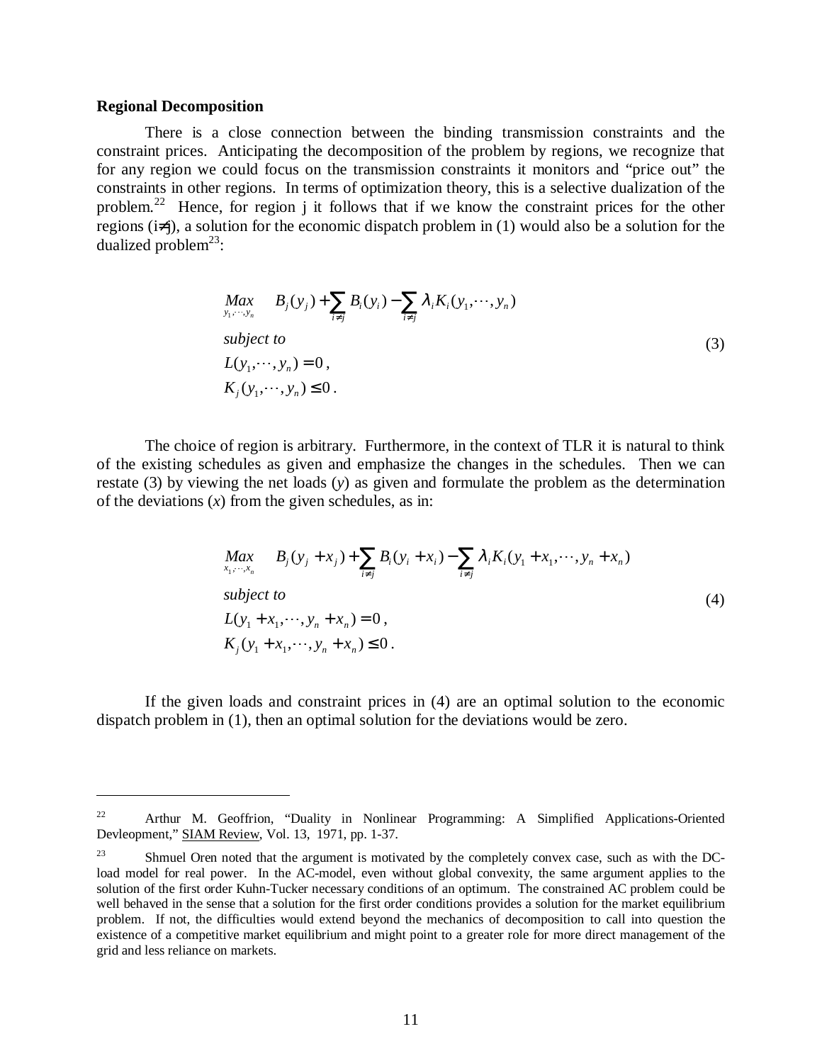**Regional Decomposition**

There is a close connection between the binding transmission constraints and the constraint prices. Anticipating the decomposition of the problem by regions, we recognize that for any region we could focus on the transmission constraints it monitors and "price out" the constraints in other regions. In terms of optimization theory, this is a selective dualization of the problem.[22] Hence, for region j it follows that if we know the constraint prices for the other regions ($i \neq j$), a solution for the economic dispatch problem in (1) would also be a solution for the dualized problem[23]:

$$
\begin{aligned}
&\underset{y_1, \cdots, y_n}{Max} \quad B_j(y_j) + \sum_{i \neq j} B_i(y_i) - \sum_{i \neq j} \lambda_i K_i(y_1, \cdots, y_n) \\
&\textit{subject to} \\
&L(y_1, \cdots, y_n) = 0\,, \\
&K_j(y_1, \cdots, y_n) \leq 0\,.
\end{aligned}
\tag{3}
$$

The choice of region is arbitrary. Furthermore, in the context of TLR it is natural to think of the existing schedules as given and emphasize the changes in the schedules. Then we can restate (3) by viewing the net loads (*y*) as given and formulate the problem as the determination of the deviations (*x*) from the given schedules, as in:

$$
\begin{aligned}
&\underset{x_1, \cdots, x_n}{Max} \quad B_j(y_j + x_j) + \sum_{i \neq j} B_i(y_i + x_i) - \sum_{i \neq j} \lambda_i K_i(y_1 + x_1, \cdots, y_n + x_n) \\
&\textit{subject to} \\
&L(y_1 + x_1, \cdots, y_n + x_n) = 0\,, \\
&K_j(y_1 + x_1, \cdots, y_n + x_n) \leq 0\,.
\end{aligned}
\tag{4}
$$

If the given loads and constraint prices in (4) are an optimal solution to the economic dispatch problem in (1), then an optimal solution for the deviations would be zero.

---

[22] Arthur M. Geoffrion, "Duality in Nonlinear Programming: A Simplified Applications-Oriented Devleopment," SIAM Review, Vol. 13, 1971, pp. 1-37.

[23] Shmuel Oren noted that the argument is motivated by the completely convex case, such as with the DC-load model for real power. In the AC-model, even without global convexity, the same argument applies to the solution of the first order Kuhn-Tucker necessary conditions of an optimum. The constrained AC problem could be well behaved in the sense that a solution for the first order conditions provides a solution for the market equilibrium problem. If not, the difficulties would extend beyond the mechanics of decomposition to call into question the existence of a competitive market equilibrium and might point to a greater role for more direct management of the grid and less reliance on markets.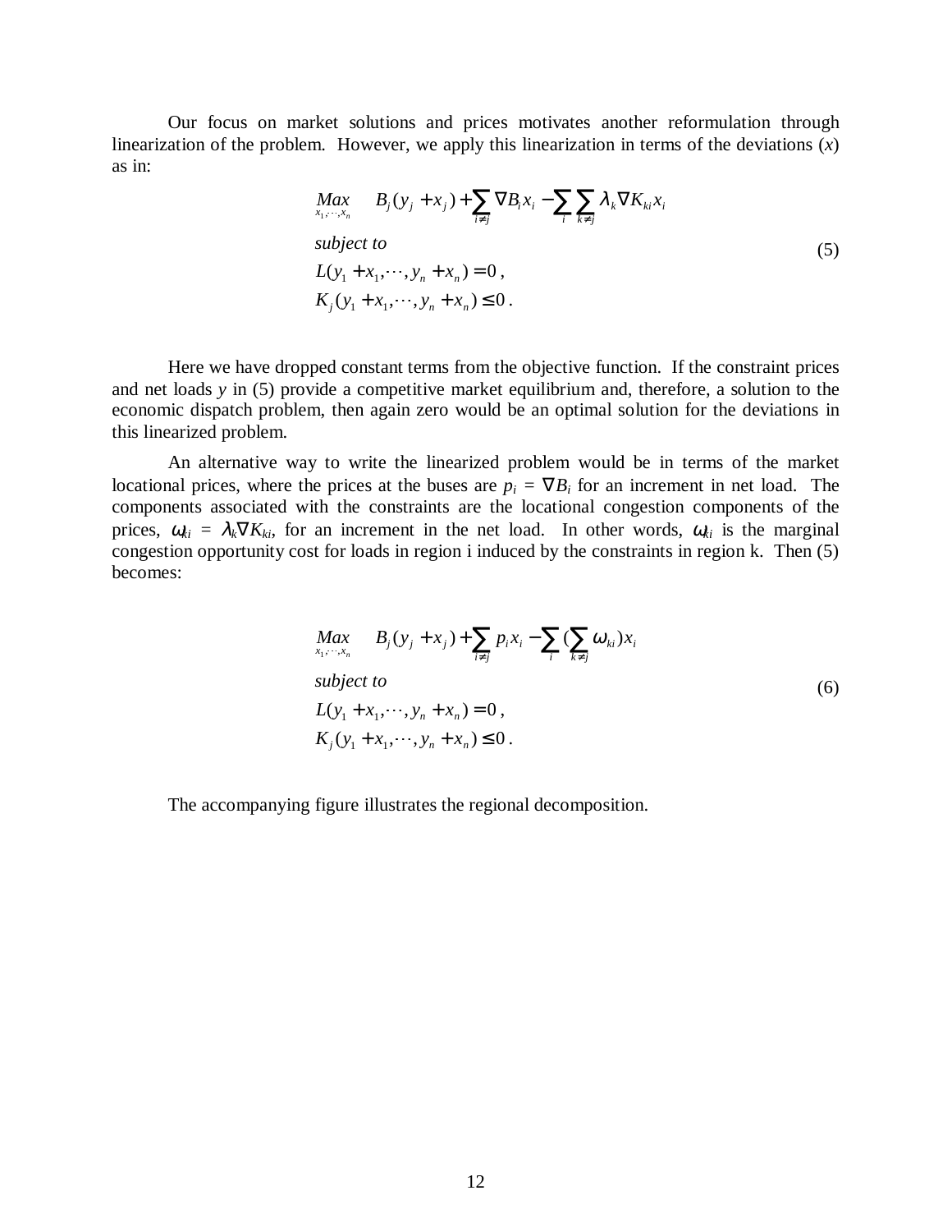Our focus on market solutions and prices motivates another reformulation through linearization of the problem. However, we apply this linearization in terms of the deviations ($x$) as in:

$$
\begin{aligned}
&\underset{x_1,\cdots,x_n}{Max} \quad B_j(y_j + x_j) + \sum_{i \neq j} \nabla B_i x_i - \sum_i \sum_{k \neq j} \lambda_k \nabla K_{ki} x_i \\
&\textit{subject to} \\
&L(y_1 + x_1, \cdots, y_n + x_n) = 0\,, \\
&K_j(y_1 + x_1, \cdots, y_n + x_n) \leq 0\,.
\end{aligned}
\tag{5}
$$

Here we have dropped constant terms from the objective function. If the constraint prices and net loads $y$ in (5) provide a competitive market equilibrium and, therefore, a solution to the economic dispatch problem, then again zero would be an optimal solution for the deviations in this linearized problem.

An alternative way to write the linearized problem would be in terms of the market locational prices, where the prices at the buses are $p_i = \nabla B_i$ for an increment in net load. The components associated with the constraints are the locational congestion components of the prices, $\omega_{ki} = \lambda_k \nabla K_{ki}$, for an increment in the net load. In other words, $\omega_{ki}$ is the marginal congestion opportunity cost for loads in region i induced by the constraints in region k. Then (5) becomes:

$$
\begin{aligned}
&\underset{x_1,\cdots,x_n}{Max} \quad B_j(y_j + x_j) + \sum_{i \neq j} p_i x_i - \sum_i \Big(\sum_{k \neq j} \omega_{ki}\Big) x_i \\
&\textit{subject to} \\
&L(y_1 + x_1, \cdots, y_n + x_n) = 0\,, \\
&K_j(y_1 + x_1, \cdots, y_n + x_n) \leq 0\,.
\end{aligned}
\tag{6}
$$

The accompanying figure illustrates the regional decomposition.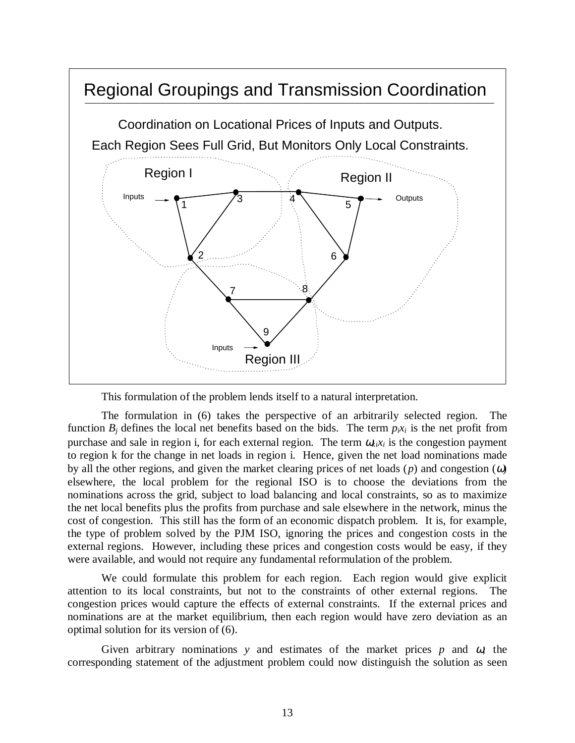## Regional Groupings and Transmission Coordination

Coordination on Locational Prices of Inputs and Outputs.

Each Region Sees Full Grid, But Monitors Only Local Constraints.

Region I — Region II — Region III

Inputs → 1, 3, 4, 5 → Outputs; 2, 6, 7, 8; Inputs → 9

This formulation of the problem lends itself to a natural interpretation.

The formulation in (6) takes the perspective of an arbitrarily selected region. The function $B_j$ defines the local net benefits based on the bids. The term $p_i x_i$ is the net profit from purchase and sale in region i, for each external region. The term $\omega_{ki} x_i$ is the congestion payment to region k for the change in net loads in region i. Hence, given the net load nominations made by all the other regions, and given the market clearing prices of net loads ($p$) and congestion ($\omega$) elsewhere, the local problem for the regional ISO is to choose the deviations from the nominations across the grid, subject to load balancing and local constraints, so as to maximize the net local benefits plus the profits from purchase and sale elsewhere in the network, minus the cost of congestion. This still has the form of an economic dispatch problem. It is, for example, the type of problem solved by the PJM ISO, ignoring the prices and congestion costs in the external regions. However, including these prices and congestion costs would be easy, if they were available, and would not require any fundamental reformulation of the problem.

We could formulate this problem for each region. Each region would give explicit attention to its local constraints, but not to the constraints of other external regions. The congestion prices would capture the effects of external constraints. If the external prices and nominations are at the market equilibrium, then each region would have zero deviation as an optimal solution for its version of (6).

Given arbitrary nominations $y$ and estimates of the market prices $p$ and $\omega$, the corresponding statement of the adjustment problem could now distinguish the solution as seen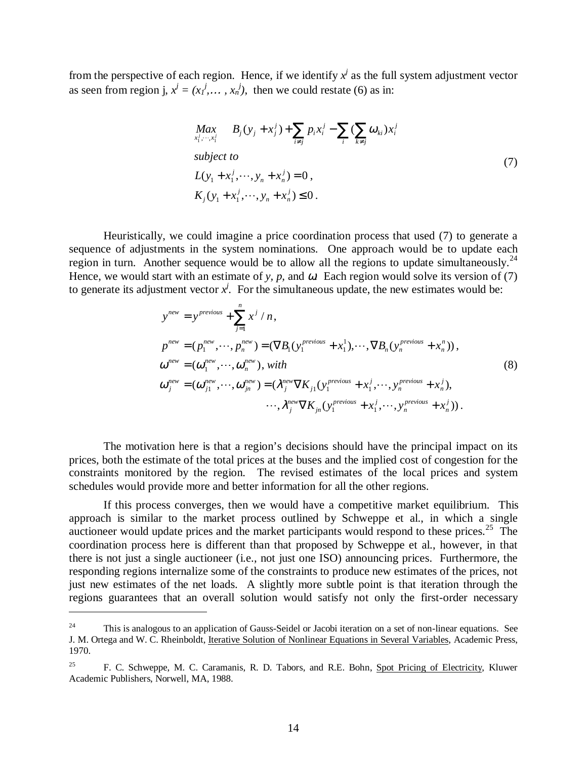from the perspective of each region. Hence, if we identify $x^j$ as the full system adjustment vector as seen from region j, $x^j = (x_1^j, \ldots , x_n^j)$, then we could restate (6) as in:

$$
\begin{aligned}
&\underset{x_1^j,\cdots,x_1^j}{Max} \quad B_j(y_j + x_j^j) + \sum_{i \neq j} p_i x_i^j - \sum_i (\sum_{k \neq j} \omega_{ki}) x_i^j \\
&subject\ to \\
&L(y_1 + x_1^j, \cdots, y_n + x_n^j) = 0\,, \\
&K_j(y_1 + x_1^j, \cdots, y_n + x_n^j) \leq 0\,.
\end{aligned}
\tag{7}
$$

Heuristically, we could imagine a price coordination process that used (7) to generate a sequence of adjustments in the system nominations. One approach would be to update each region in turn. Another sequence would be to allow all the regions to update simultaneously.[24] Hence, we would start with an estimate of *y, p,* and $\omega$. Each region would solve its version of (7) to generate its adjustment vector $x^j$. For the simultaneous update, the new estimates would be:

$$
\begin{aligned}
&y^{new} = y^{previous} + \sum_{j=1}^{n} x^j / n, \\
&p^{new} = (p_1^{new}, \cdots, p_n^{new}) = (\nabla B_1(y_1^{previous} + x_1^1), \cdots, \nabla B_n(y_n^{previous} + x_n^n))\,, \\
&\omega^{new} = (\omega_1^{new}, \cdots, \omega_n^{new}),\ with \\
&\omega_j^{new} = (\omega_{j1}^{new}, \cdots, \omega_{jn}^{new}) = (\lambda_j^{new} \nabla K_{j1}(y_1^{previous} + x_1^j, \cdots, y_n^{previous} + x_n^j), \\
&\qquad\qquad \cdots, \lambda_j^{new} \nabla K_{jn}(y_1^{previous} + x_1^j, \cdots, y_n^{previous} + x_n^j))\,.
\end{aligned}
\tag{8}
$$

The motivation here is that a region's decisions should have the principal impact on its prices, both the estimate of the total prices at the buses and the implied cost of congestion for the constraints monitored by the region. The revised estimates of the local prices and system schedules would provide more and better information for all the other regions.

If this process converges, then we would have a competitive market equilibrium. This approach is similar to the market process outlined by Schweppe et al., in which a single auctioneer would update prices and the market participants would respond to these prices.[25] The coordination process here is different than that proposed by Schweppe et al., however, in that there is not just a single auctioneer (i.e., not just one ISO) announcing prices. Furthermore, the responding regions internalize some of the constraints to produce new estimates of the prices, not just new estimates of the net loads. A slightly more subtle point is that iteration through the regions guarantees that an overall solution would satisfy not only the first-order necessary

---

[24] This is analogous to an application of Gauss-Seidel or Jacobi iteration on a set of non-linear equations. See J. M. Ortega and W. C. Rheinboldt, Iterative Solution of Nonlinear Equations in Several Variables, Academic Press, 1970.

[25] F. C. Schweppe, M. C. Caramanis, R. D. Tabors, and R.E. Bohn, Spot Pricing of Electricity, Kluwer Academic Publishers, Norwell, MA, 1988.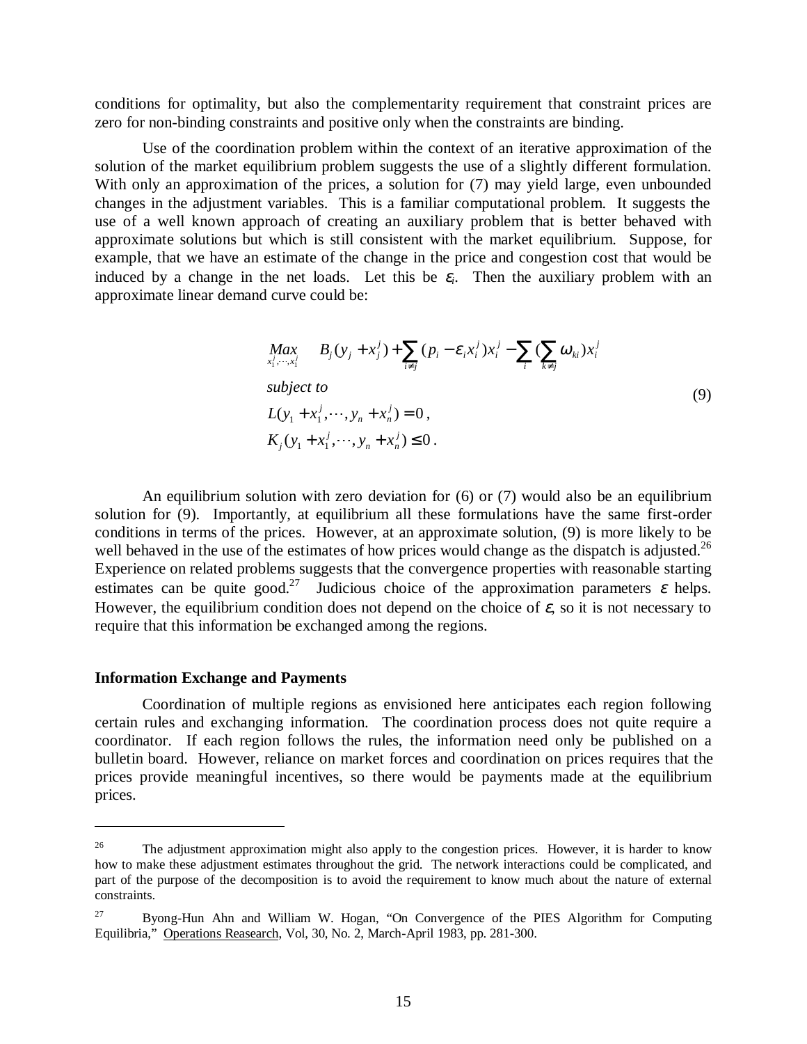conditions for optimality, but also the complementarity requirement that constraint prices are zero for non-binding constraints and positive only when the constraints are binding.

Use of the coordination problem within the context of an iterative approximation of the solution of the market equilibrium problem suggests the use of a slightly different formulation. With only an approximation of the prices, a solution for (7) may yield large, even unbounded changes in the adjustment variables. This is a familiar computational problem. It suggests the use of a well known approach of creating an auxiliary problem that is better behaved with approximate solutions but which is still consistent with the market equilibrium. Suppose, for example, that we have an estimate of the change in the price and congestion cost that would be induced by a change in the net loads. Let this be $\varepsilon_i$. Then the auxiliary problem with an approximate linear demand curve could be:

$$
\begin{aligned}
&\underset{x_1^j,\cdots,x_1^j}{Max} \quad B_j(y_j + x_j^j) + \sum_{i \neq j}(p_i - \varepsilon_i x_i^j)x_i^j - \sum_i (\sum_{k \neq j} \omega_{ki})x_i^j \\
&\textit{subject to} \\
&L(y_1 + x_1^j, \cdots, y_n + x_n^j) = 0\,, \\
&K_j(y_1 + x_1^j, \cdots, y_n + x_n^j) \leq 0\,.
\end{aligned}
\tag{9}
$$

An equilibrium solution with zero deviation for (6) or (7) would also be an equilibrium solution for (9). Importantly, at equilibrium all these formulations have the same first-order conditions in terms of the prices. However, at an approximate solution, (9) is more likely to be well behaved in the use of the estimates of how prices would change as the dispatch is adjusted.[26] Experience on related problems suggests that the convergence properties with reasonable starting estimates can be quite good.[27] Judicious choice of the approximation parameters $\varepsilon$ helps. However, the equilibrium condition does not depend on the choice of $\varepsilon$, so it is not necessary to require that this information be exchanged among the regions.

### Information Exchange and Payments

Coordination of multiple regions as envisioned here anticipates each region following certain rules and exchanging information. The coordination process does not quite require a coordinator. If each region follows the rules, the information need only be published on a bulletin board. However, reliance on market forces and coordination on prices requires that the prices provide meaningful incentives, so there would be payments made at the equilibrium prices.

---

[26] The adjustment approximation might also apply to the congestion prices. However, it is harder to know how to make these adjustment estimates throughout the grid. The network interactions could be complicated, and part of the purpose of the decomposition is to avoid the requirement to know much about the nature of external constraints.

[27] Byong-Hun Ahn and William W. Hogan, "On Convergence of the PIES Algorithm for Computing Equilibria," Operations Reasearch, Vol, 30, No. 2, March-April 1983, pp. 281-300.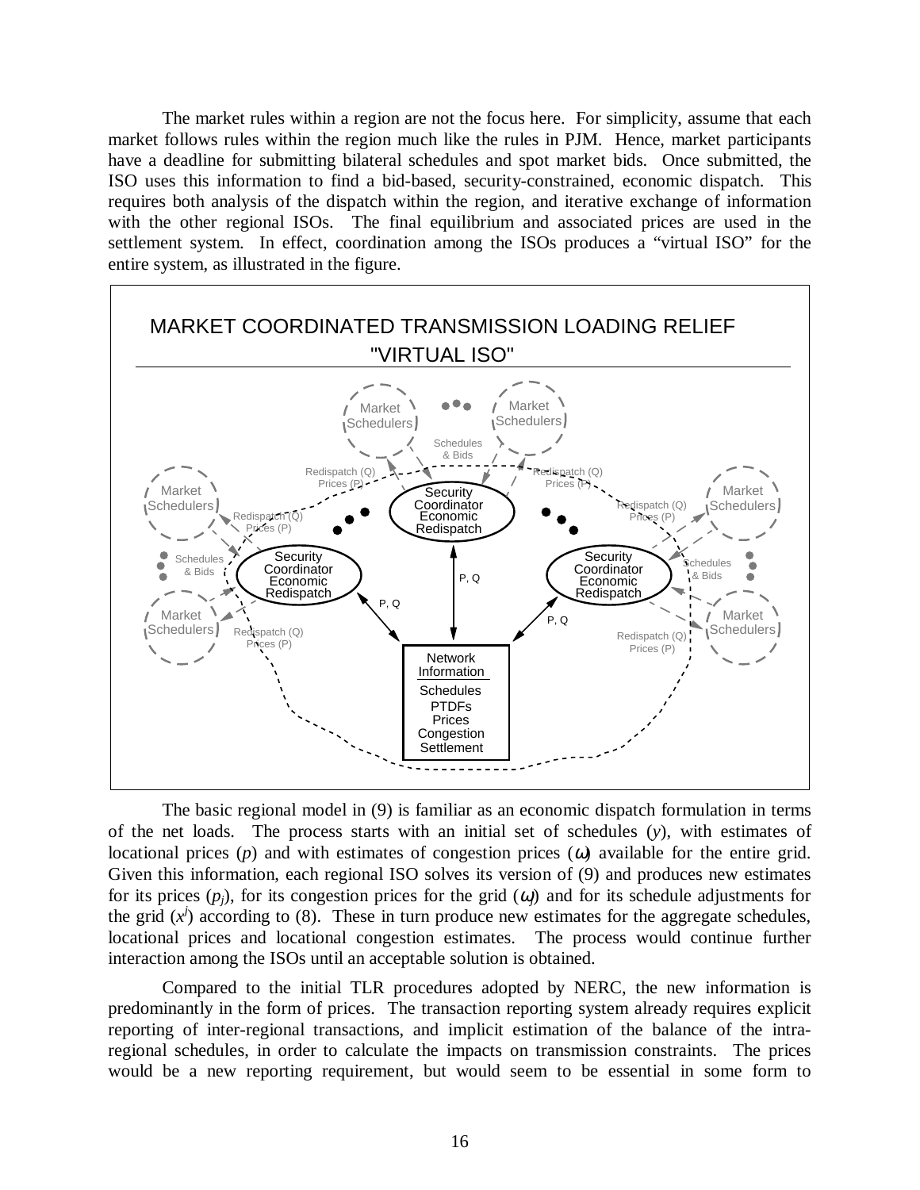The market rules within a region are not the focus here. For simplicity, assume that each market follows rules within the region much like the rules in PJM. Hence, market participants have a deadline for submitting bilateral schedules and spot market bids. Once submitted, the ISO uses this information to find a bid-based, security-constrained, economic dispatch. This requires both analysis of the dispatch within the region, and iterative exchange of information with the other regional ISOs. The final equilibrium and associated prices are used in the settlement system. In effect, coordination among the ISOs produces a "virtual ISO" for the entire system, as illustrated in the figure.

MARKET COORDINATED TRANSMISSION LOADING RELIEF "VIRTUAL ISO"

Market Schedulers · Schedules & Bids · Redispatch (Q) Prices (P) · Security Coordinator Economic Redispatch · P, Q · Network Information: Schedules, PTDFs, Prices, Congestion, Settlement

The basic regional model in (9) is familiar as an economic dispatch formulation in terms of the net loads. The process starts with an initial set of schedules ($y$), with estimates of locational prices ($p$) and with estimates of congestion prices ($\omega$) available for the entire grid. Given this information, each regional ISO solves its version of (9) and produces new estimates for its prices ($p_j$), for its congestion prices for the grid ($\omega_j$) and for its schedule adjustments for the grid ($x^j$) according to (8). These in turn produce new estimates for the aggregate schedules, locational prices and locational congestion estimates. The process would continue further interaction among the ISOs until an acceptable solution is obtained.

Compared to the initial TLR procedures adopted by NERC, the new information is predominantly in the form of prices. The transaction reporting system already requires explicit reporting of inter-regional transactions, and implicit estimation of the balance of the intra-regional schedules, in order to calculate the impacts on transmission constraints. The prices would be a new reporting requirement, but would seem to be essential in some form to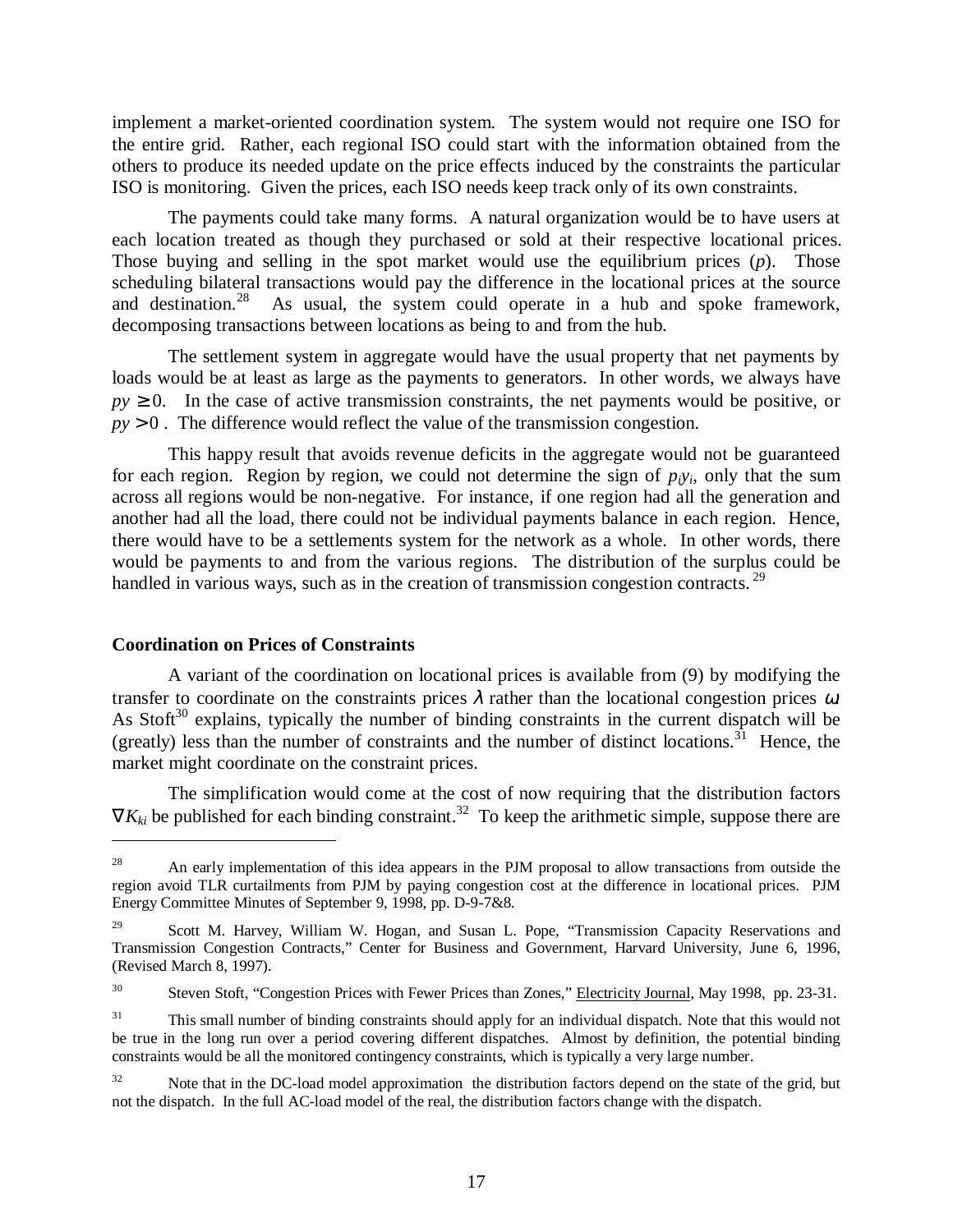implement a market-oriented coordination system. The system would not require one ISO for the entire grid. Rather, each regional ISO could start with the information obtained from the others to produce its needed update on the price effects induced by the constraints the particular ISO is monitoring. Given the prices, each ISO needs keep track only of its own constraints.

The payments could take many forms. A natural organization would be to have users at each location treated as though they purchased or sold at their respective locational prices. Those buying and selling in the spot market would use the equilibrium prices ($p$). Those scheduling bilateral transactions would pay the difference in the locational prices at the source and destination.[28] As usual, the system could operate in a hub and spoke framework, decomposing transactions between locations as being to and from the hub.

The settlement system in aggregate would have the usual property that net payments by loads would be at least as large as the payments to generators. In other words, we always have $py \geq 0$. In the case of active transmission constraints, the net payments would be positive, or $py > 0$. The difference would reflect the value of the transmission congestion.

This happy result that avoids revenue deficits in the aggregate would not be guaranteed for each region. Region by region, we could not determine the sign of $p_i y_i$, only that the sum across all regions would be non-negative. For instance, if one region had all the generation and another had all the load, there could not be individual payments balance in each region. Hence, there would have to be a settlements system for the network as a whole. In other words, there would be payments to and from the various regions. The distribution of the surplus could be handled in various ways, such as in the creation of transmission congestion contracts.[29]

### Coordination on Prices of Constraints

A variant of the coordination on locational prices is available from (9) by modifying the transfer to coordinate on the constraints prices $\lambda$ rather than the locational congestion prices $\omega$. As Stoft[30] explains, typically the number of binding constraints in the current dispatch will be (greatly) less than the number of constraints and the number of distinct locations.[31] Hence, the market might coordinate on the constraint prices.

The simplification would come at the cost of now requiring that the distribution factors $\nabla K_{ki}$ be published for each binding constraint.[32] To keep the arithmetic simple, suppose there are

---

[28] An early implementation of this idea appears in the PJM proposal to allow transactions from outside the region avoid TLR curtailments from PJM by paying congestion cost at the difference in locational prices. PJM Energy Committee Minutes of September 9, 1998, pp. D-9-7&8.

[29] Scott M. Harvey, William W. Hogan, and Susan L. Pope, "Transmission Capacity Reservations and Transmission Congestion Contracts," Center for Business and Government, Harvard University, June 6, 1996, (Revised March 8, 1997).

[30] Steven Stoft, "Congestion Prices with Fewer Prices than Zones," Electricity Journal, May 1998, pp. 23-31.

[31] This small number of binding constraints should apply for an individual dispatch. Note that this would not be true in the long run over a period covering different dispatches. Almost by definition, the potential binding constraints would be all the monitored contingency constraints, which is typically a very large number.

[32] Note that in the DC-load model approximation the distribution factors depend on the state of the grid, but not the dispatch. In the full AC-load model of the real, the distribution factors change with the dispatch.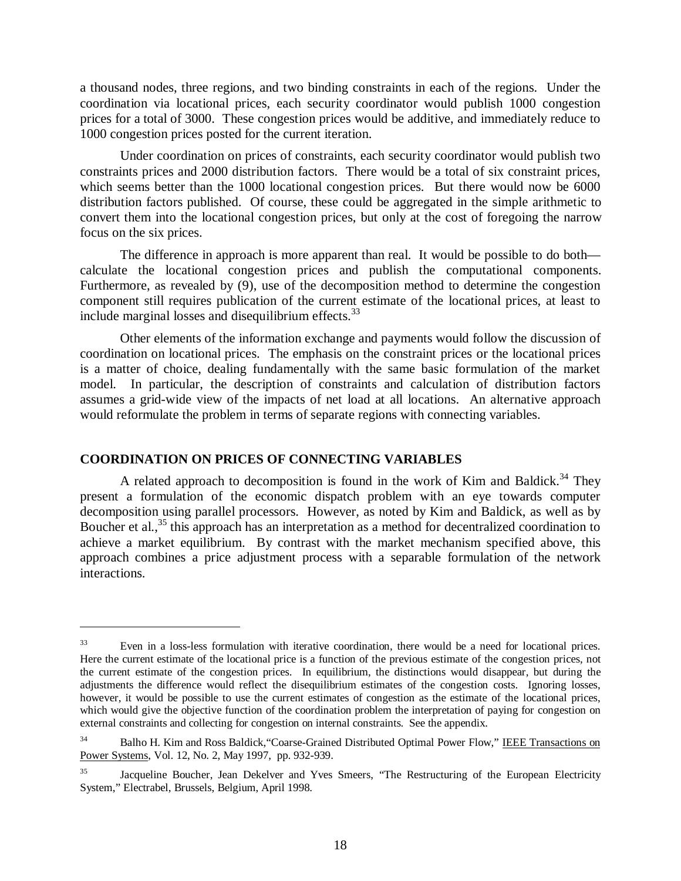a thousand nodes, three regions, and two binding constraints in each of the regions. Under the coordination via locational prices, each security coordinator would publish 1000 congestion prices for a total of 3000. These congestion prices would be additive, and immediately reduce to 1000 congestion prices posted for the current iteration.

Under coordination on prices of constraints, each security coordinator would publish two constraints prices and 2000 distribution factors. There would be a total of six constraint prices, which seems better than the 1000 locational congestion prices. But there would now be 6000 distribution factors published. Of course, these could be aggregated in the simple arithmetic to convert them into the locational congestion prices, but only at the cost of foregoing the narrow focus on the six prices.

The difference in approach is more apparent than real. It would be possible to do both—calculate the locational congestion prices and publish the computational components. Furthermore, as revealed by (9), use of the decomposition method to determine the congestion component still requires publication of the current estimate of the locational prices, at least to include marginal losses and disequilibrium effects.[33]

Other elements of the information exchange and payments would follow the discussion of coordination on locational prices. The emphasis on the constraint prices or the locational prices is a matter of choice, dealing fundamentally with the same basic formulation of the market model. In particular, the description of constraints and calculation of distribution factors assumes a grid-wide view of the impacts of net load at all locations. An alternative approach would reformulate the problem in terms of separate regions with connecting variables.

## COORDINATION ON PRICES OF CONNECTING VARIABLES

A related approach to decomposition is found in the work of Kim and Baldick.[34] They present a formulation of the economic dispatch problem with an eye towards computer decomposition using parallel processors. However, as noted by Kim and Baldick, as well as by Boucher et al.,[35] this approach has an interpretation as a method for decentralized coordination to achieve a market equilibrium. By contrast with the market mechanism specified above, this approach combines a price adjustment process with a separable formulation of the network interactions.

---

[33] Even in a loss-less formulation with iterative coordination, there would be a need for locational prices. Here the current estimate of the locational price is a function of the previous estimate of the congestion prices, not the current estimate of the congestion prices. In equilibrium, the distinctions would disappear, but during the adjustments the difference would reflect the disequilibrium estimates of the congestion costs. Ignoring losses, however, it would be possible to use the current estimates of congestion as the estimate of the locational prices, which would give the objective function of the coordination problem the interpretation of paying for congestion on external constraints and collecting for congestion on internal constraints. See the appendix.

[34] Balho H. Kim and Ross Baldick,"Coarse-Grained Distributed Optimal Power Flow," IEEE Transactions on Power Systems, Vol. 12, No. 2, May 1997, pp. 932-939.

[35] Jacqueline Boucher, Jean Dekelver and Yves Smeers, "The Restructuring of the European Electricity System," Electrabel, Brussels, Belgium, April 1998.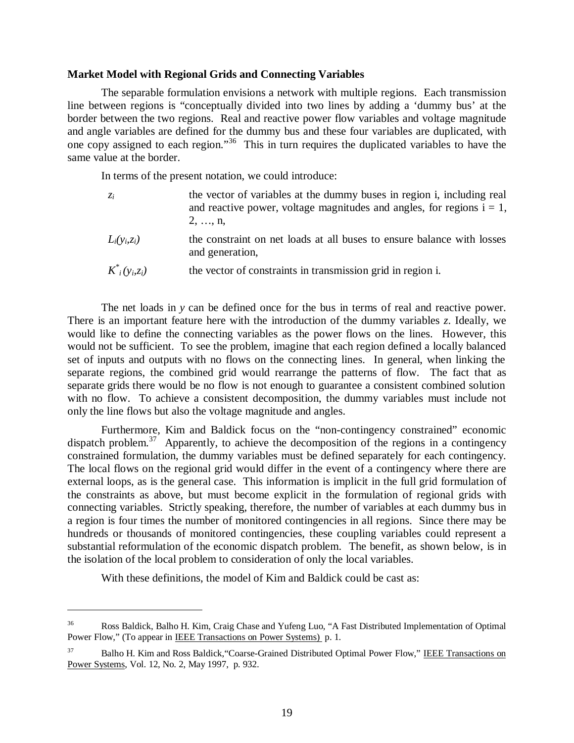**Market Model with Regional Grids and Connecting Variables**

The separable formulation envisions a network with multiple regions. Each transmission line between regions is "conceptually divided into two lines by adding a 'dummy bus' at the border between the two regions. Real and reactive power flow variables and voltage magnitude and angle variables are defined for the dummy bus and these four variables are duplicated, with one copy assigned to each region."[36] This in turn requires the duplicated variables to have the same value at the border.

In terms of the present notation, we could introduce:

| | |
|---|---|
| $z_i$ | the vector of variables at the dummy buses in region i, including real and reactive power, voltage magnitudes and angles, for regions i = 1, 2, …, n, |
| $L_i(y_i,z_i)$ | the constraint on net loads at all buses to ensure balance with losses and generation, |
| $K^*_i(y_i,z_i)$ | the vector of constraints in transmission grid in region i. |

The net loads in $y$ can be defined once for the bus in terms of real and reactive power. There is an important feature here with the introduction of the dummy variables $z$. Ideally, we would like to define the connecting variables as the power flows on the lines. However, this would not be sufficient. To see the problem, imagine that each region defined a locally balanced set of inputs and outputs with no flows on the connecting lines. In general, when linking the separate regions, the combined grid would rearrange the patterns of flow. The fact that as separate grids there would be no flow is not enough to guarantee a consistent combined solution with no flow. To achieve a consistent decomposition, the dummy variables must include not only the line flows but also the voltage magnitude and angles.

Furthermore, Kim and Baldick focus on the "non-contingency constrained" economic dispatch problem.[37] Apparently, to achieve the decomposition of the regions in a contingency constrained formulation, the dummy variables must be defined separately for each contingency. The local flows on the regional grid would differ in the event of a contingency where there are external loops, as is the general case. This information is implicit in the full grid formulation of the constraints as above, but must become explicit in the formulation of regional grids with connecting variables. Strictly speaking, therefore, the number of variables at each dummy bus in a region is four times the number of monitored contingencies in all regions. Since there may be hundreds or thousands of monitored contingencies, these coupling variables could represent a substantial reformulation of the economic dispatch problem. The benefit, as shown below, is in the isolation of the local problem to consideration of only the local variables.

With these definitions, the model of Kim and Baldick could be cast as:

---

[36] Ross Baldick, Balho H. Kim, Craig Chase and Yufeng Luo, "A Fast Distributed Implementation of Optimal Power Flow," (To appear in IEEE Transactions on Power Systems) p. 1.

[37] Balho H. Kim and Ross Baldick, "Coarse-Grained Distributed Optimal Power Flow," IEEE Transactions on Power Systems, Vol. 12, No. 2, May 1997, p. 932.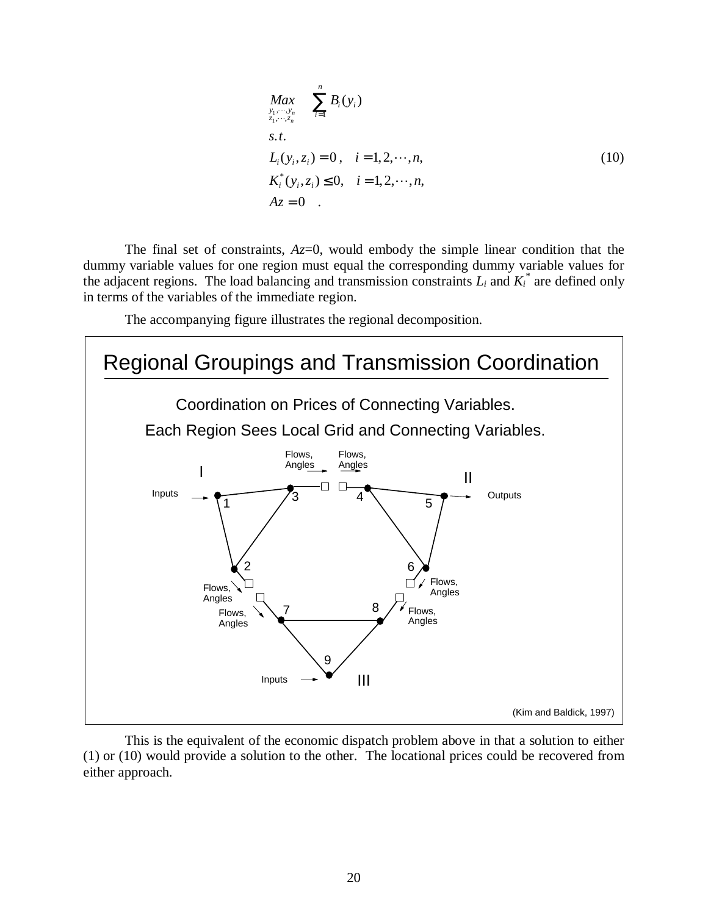$$
\begin{aligned}
&\underset{\substack{y_1,\cdots,y_n \\ z_1,\cdots,z_n}}{Max} \quad \sum_{i=1}^{n} B_i(y_i) \\
&s.t. \\
&L_i(y_i, z_i) = 0, \quad i = 1, 2, \cdots, n, \\
&K_i^*(y_i, z_i) \leq 0, \quad i = 1, 2, \cdots, n, \\
&Az = 0 \quad .
\end{aligned}
\tag{10}
$$

The final set of constraints, $Az=0$, would embody the simple linear condition that the dummy variable values for one region must equal the corresponding dummy variable values for the adjacent regions. The load balancing and transmission constraints $L_i$ and $K_i^*$ are defined only in terms of the variables of the immediate region.

The accompanying figure illustrates the regional decomposition.

**Regional Groupings and Transmission Coordination**

Coordination on Prices of Connecting Variables.

Each Region Sees Local Grid and Connecting Variables.

(Kim and Baldick, 1997)

This is the equivalent of the economic dispatch problem above in that a solution to either (1) or (10) would provide a solution to the other. The locational prices could be recovered from either approach.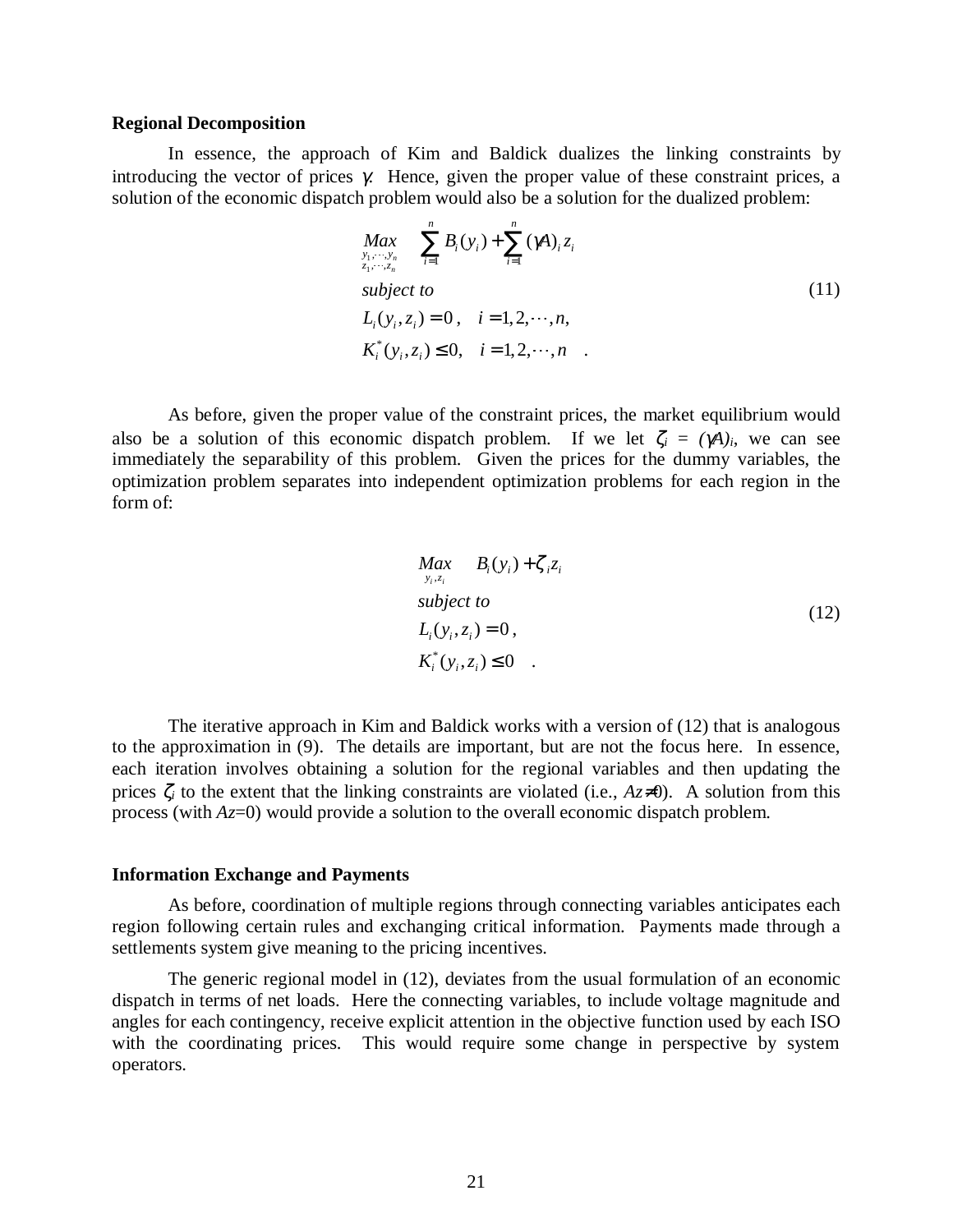**Regional Decomposition**

In essence, the approach of Kim and Baldick dualizes the linking constraints by introducing the vector of prices $\gamma$. Hence, given the proper value of these constraint prices, a solution of the economic dispatch problem would also be a solution for the dualized problem:

$$
\begin{aligned}
&\underset{\substack{y_1,\cdots,y_n \\ z_1,\cdots,z_n}}{Max} \quad \sum_{i=1}^{n} B_i(y_i) + \sum_{i=1}^{n} (\gamma A)_i z_i \\
&subject\ to \\
&L_i(y_i, z_i) = 0, \quad i = 1,2,\cdots,n, \\
&K_i^*(y_i, z_i) \leq 0, \quad i = 1,2,\cdots,n \quad .
\end{aligned}
\tag{11}
$$

As before, given the proper value of the constraint prices, the market equilibrium would also be a solution of this economic dispatch problem. If we let $\zeta_i = (\gamma A)_i$, we can see immediately the separability of this problem. Given the prices for the dummy variables, the optimization problem separates into independent optimization problems for each region in the form of:

$$
\begin{aligned}
&\underset{y_i, z_i}{Max} \quad B_i(y_i) + \zeta_i z_i \\
&subject\ to \\
&L_i(y_i, z_i) = 0, \\
&K_i^*(y_i, z_i) \leq 0 \quad .
\end{aligned}
\tag{12}
$$

The iterative approach in Kim and Baldick works with a version of (12) that is analogous to the approximation in (9). The details are important, but are not the focus here. In essence, each iteration involves obtaining a solution for the regional variables and then updating the prices $\zeta_i$ to the extent that the linking constraints are violated (i.e., $Az \neq 0$). A solution from this process (with $Az=0$) would provide a solution to the overall economic dispatch problem.

**Information Exchange and Payments**

As before, coordination of multiple regions through connecting variables anticipates each region following certain rules and exchanging critical information. Payments made through a settlements system give meaning to the pricing incentives.

The generic regional model in (12), deviates from the usual formulation of an economic dispatch in terms of net loads. Here the connecting variables, to include voltage magnitude and angles for each contingency, receive explicit attention in the objective function used by each ISO with the coordinating prices. This would require some change in perspective by system operators.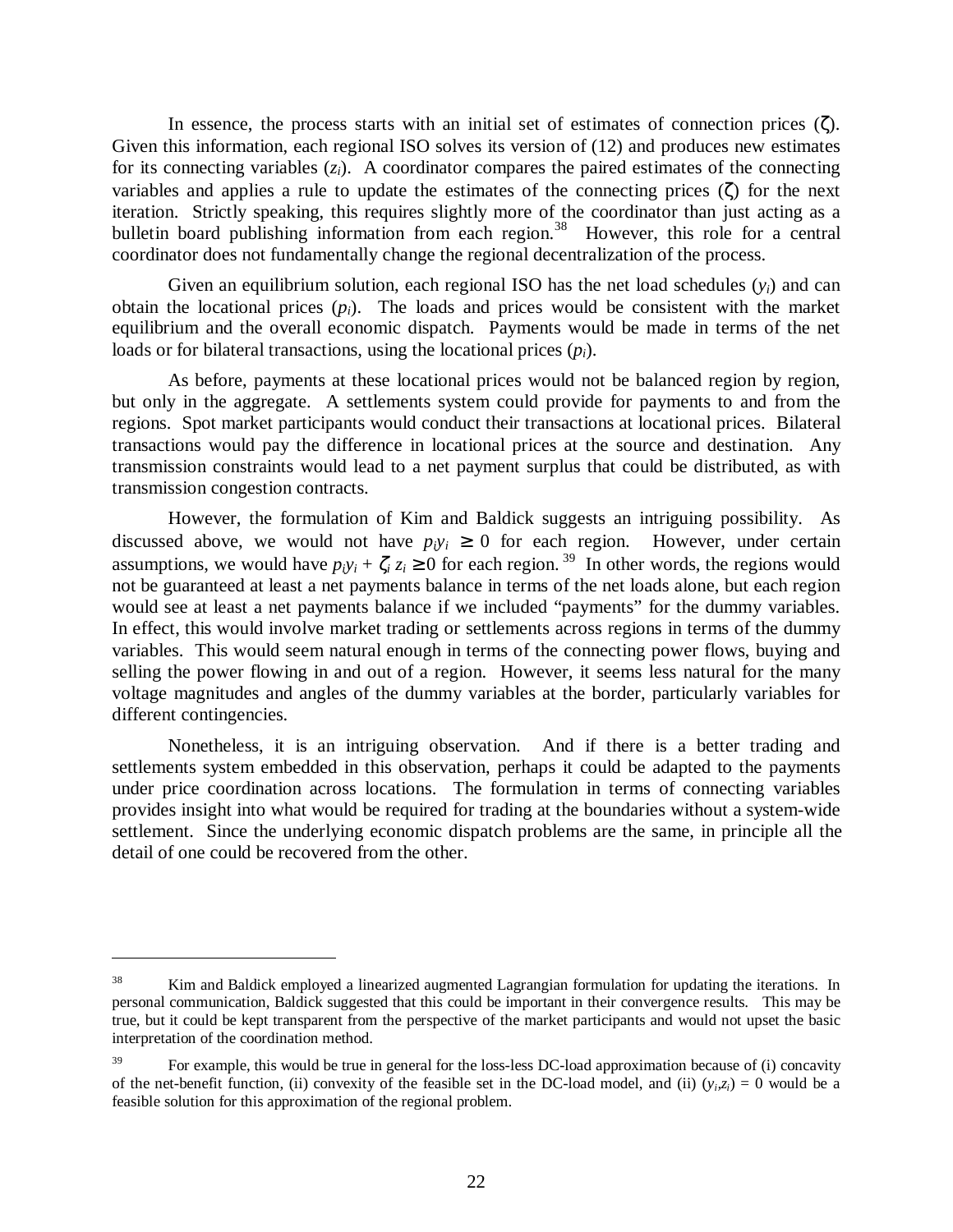In essence, the process starts with an initial set of estimates of connection prices ($\zeta$). Given this information, each regional ISO solves its version of (12) and produces new estimates for its connecting variables ($z_i$). A coordinator compares the paired estimates of the connecting variables and applies a rule to update the estimates of the connecting prices ($\zeta$) for the next iteration. Strictly speaking, this requires slightly more of the coordinator than just acting as a bulletin board publishing information from each region.[38] However, this role for a central coordinator does not fundamentally change the regional decentralization of the process.

Given an equilibrium solution, each regional ISO has the net load schedules ($y_i$) and can obtain the locational prices ($p_i$). The loads and prices would be consistent with the market equilibrium and the overall economic dispatch. Payments would be made in terms of the net loads or for bilateral transactions, using the locational prices ($p_i$).

As before, payments at these locational prices would not be balanced region by region, but only in the aggregate. A settlements system could provide for payments to and from the regions. Spot market participants would conduct their transactions at locational prices. Bilateral transactions would pay the difference in locational prices at the source and destination. Any transmission constraints would lead to a net payment surplus that could be distributed, as with transmission congestion contracts.

However, the formulation of Kim and Baldick suggests an intriguing possibility. As discussed above, we would not have $p_i y_i \geq 0$ for each region. However, under certain assumptions, we would have $p_i y_i + \zeta_i z_i \geq 0$ for each region.[39] In other words, the regions would not be guaranteed at least a net payments balance in terms of the net loads alone, but each region would see at least a net payments balance if we included "payments" for the dummy variables. In effect, this would involve market trading or settlements across regions in terms of the dummy variables. This would seem natural enough in terms of the connecting power flows, buying and selling the power flowing in and out of a region. However, it seems less natural for the many voltage magnitudes and angles of the dummy variables at the border, particularly variables for different contingencies.

Nonetheless, it is an intriguing observation. And if there is a better trading and settlements system embedded in this observation, perhaps it could be adapted to the payments under price coordination across locations. The formulation in terms of connecting variables provides insight into what would be required for trading at the boundaries without a system-wide settlement. Since the underlying economic dispatch problems are the same, in principle all the detail of one could be recovered from the other.

---

[38] Kim and Baldick employed a linearized augmented Lagrangian formulation for updating the iterations. In personal communication, Baldick suggested that this could be important in their convergence results. This may be true, but it could be kept transparent from the perspective of the market participants and would not upset the basic interpretation of the coordination method.

[39] For example, this would be true in general for the loss-less DC-load approximation because of (i) concavity of the net-benefit function, (ii) convexity of the feasible set in the DC-load model, and (ii) $(y_i,z_i) = 0$ would be a feasible solution for this approximation of the regional problem.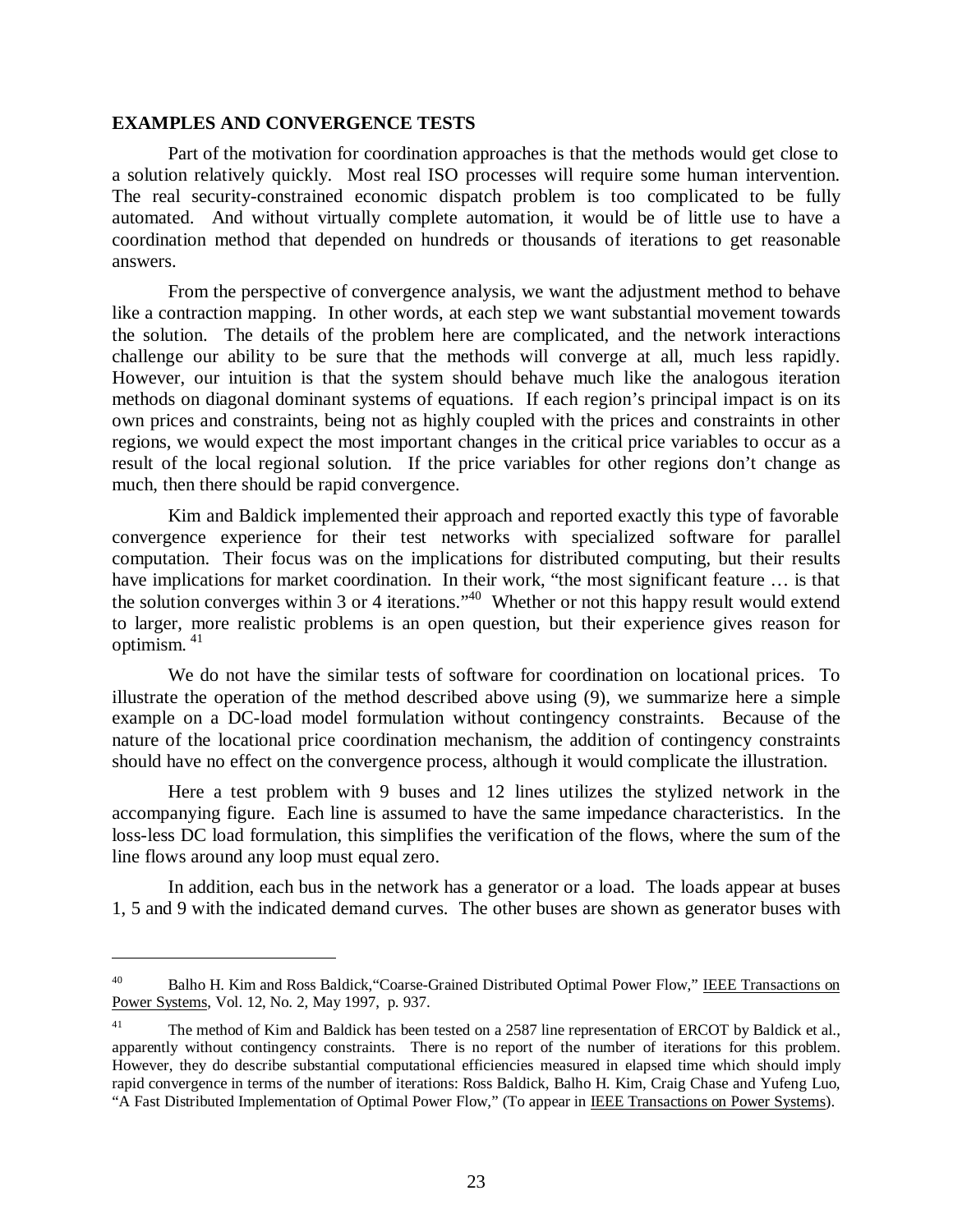## EXAMPLES AND CONVERGENCE TESTS

Part of the motivation for coordination approaches is that the methods would get close to a solution relatively quickly. Most real ISO processes will require some human intervention. The real security-constrained economic dispatch problem is too complicated to be fully automated. And without virtually complete automation, it would be of little use to have a coordination method that depended on hundreds or thousands of iterations to get reasonable answers.

From the perspective of convergence analysis, we want the adjustment method to behave like a contraction mapping. In other words, at each step we want substantial movement towards the solution. The details of the problem here are complicated, and the network interactions challenge our ability to be sure that the methods will converge at all, much less rapidly. However, our intuition is that the system should behave much like the analogous iteration methods on diagonal dominant systems of equations. If each region's principal impact is on its own prices and constraints, being not as highly coupled with the prices and constraints in other regions, we would expect the most important changes in the critical price variables to occur as a result of the local regional solution. If the price variables for other regions don't change as much, then there should be rapid convergence.

Kim and Baldick implemented their approach and reported exactly this type of favorable convergence experience for their test networks with specialized software for parallel computation. Their focus was on the implications for distributed computing, but their results have implications for market coordination. In their work, "the most significant feature … is that the solution converges within 3 or 4 iterations."[40] Whether or not this happy result would extend to larger, more realistic problems is an open question, but their experience gives reason for optimism. [41]

We do not have the similar tests of software for coordination on locational prices. To illustrate the operation of the method described above using (9), we summarize here a simple example on a DC-load model formulation without contingency constraints. Because of the nature of the locational price coordination mechanism, the addition of contingency constraints should have no effect on the convergence process, although it would complicate the illustration.

Here a test problem with 9 buses and 12 lines utilizes the stylized network in the accompanying figure. Each line is assumed to have the same impedance characteristics. In the loss-less DC load formulation, this simplifies the verification of the flows, where the sum of the line flows around any loop must equal zero.

In addition, each bus in the network has a generator or a load. The loads appear at buses 1, 5 and 9 with the indicated demand curves. The other buses are shown as generator buses with

---

[40] Balho H. Kim and Ross Baldick,"Coarse-Grained Distributed Optimal Power Flow," IEEE Transactions on Power Systems, Vol. 12, No. 2, May 1997, p. 937.

[41] The method of Kim and Baldick has been tested on a 2587 line representation of ERCOT by Baldick et al., apparently without contingency constraints. There is no report of the number of iterations for this problem. However, they do describe substantial computational efficiencies measured in elapsed time which should imply rapid convergence in terms of the number of iterations: Ross Baldick, Balho H. Kim, Craig Chase and Yufeng Luo, "A Fast Distributed Implementation of Optimal Power Flow," (To appear in IEEE Transactions on Power Systems).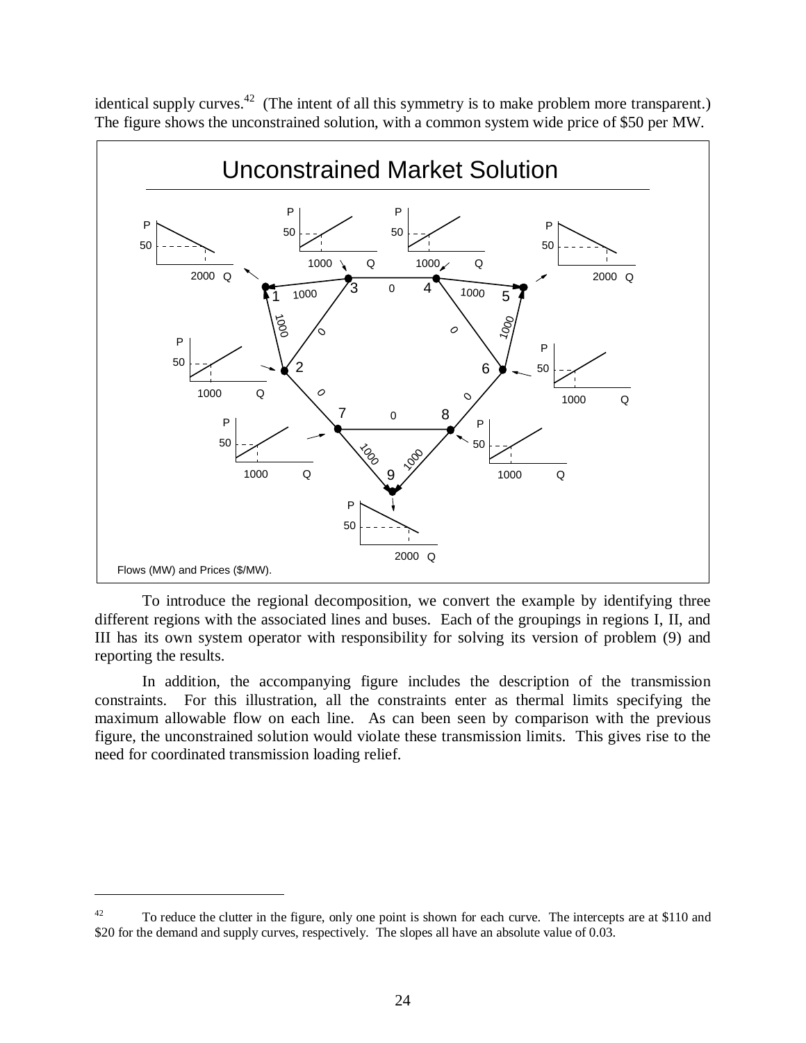identical supply curves.[42] (The intent of all this symmetry is to make problem more transparent.) The figure shows the unconstrained solution, with a common system wide price of $50 per MW.

To introduce the regional decomposition, we convert the example by identifying three different regions with the associated lines and buses. Each of the groupings in regions I, II, and III has its own system operator with responsibility for solving its version of problem (9) and reporting the results.

In addition, the accompanying figure includes the description of the transmission constraints. For this illustration, all the constraints enter as thermal limits specifying the maximum allowable flow on each line. As can been seen by comparison with the previous figure, the unconstrained solution would violate these transmission limits. This gives rise to the need for coordinated transmission loading relief.

[42] To reduce the clutter in the figure, only one point is shown for each curve. The intercepts are at $110 and $20 for the demand and supply curves, respectively. The slopes all have an absolute value of 0.03.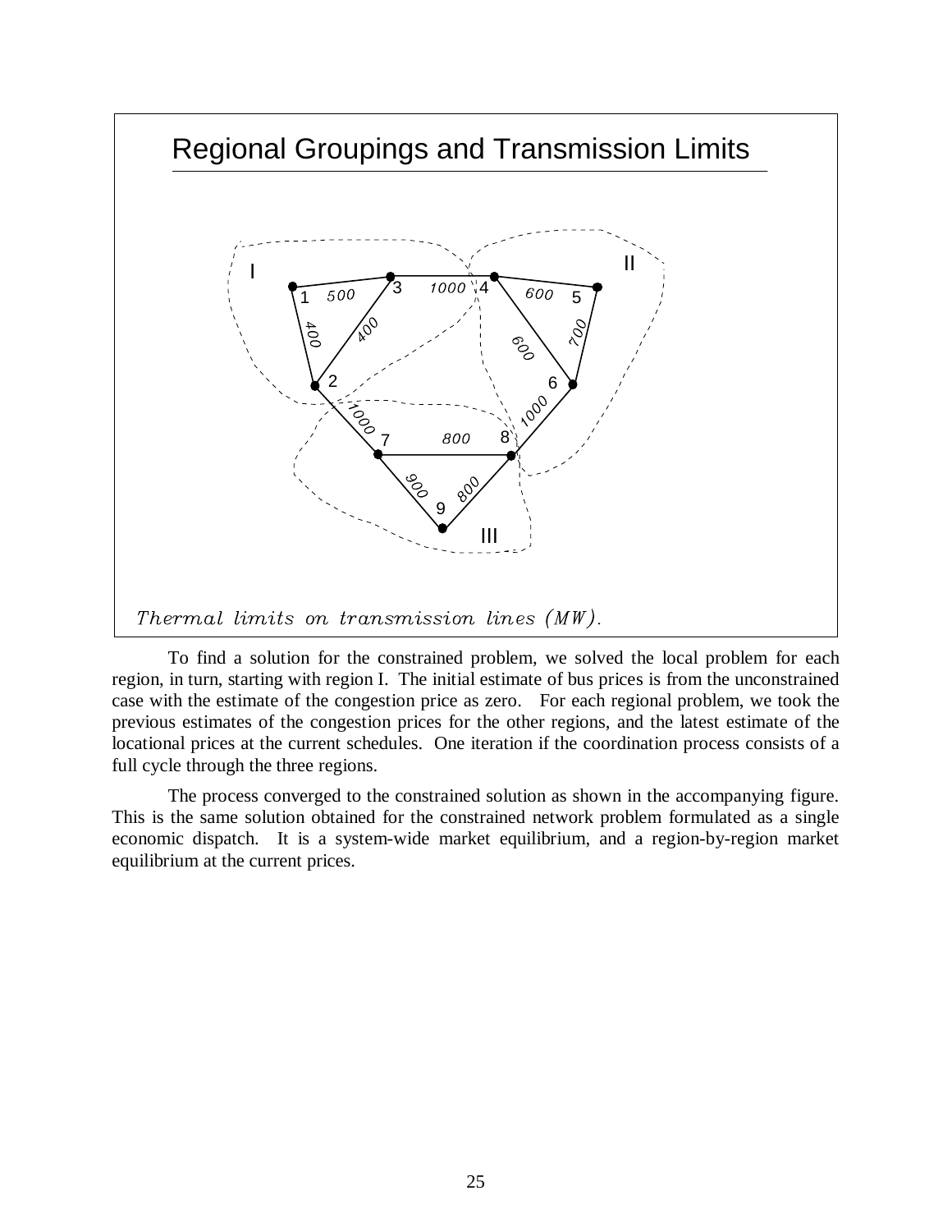## Regional Groupings and Transmission Limits

*Thermal limits on transmission lines (MW).*

To find a solution for the constrained problem, we solved the local problem for each region, in turn, starting with region I. The initial estimate of bus prices is from the unconstrained case with the estimate of the congestion price as zero. For each regional problem, we took the previous estimates of the congestion prices for the other regions, and the latest estimate of the locational prices at the current schedules. One iteration if the coordination process consists of a full cycle through the three regions.

The process converged to the constrained solution as shown in the accompanying figure. This is the same solution obtained for the constrained network problem formulated as a single economic dispatch. It is a system-wide market equilibrium, and a region-by-region market equilibrium at the current prices.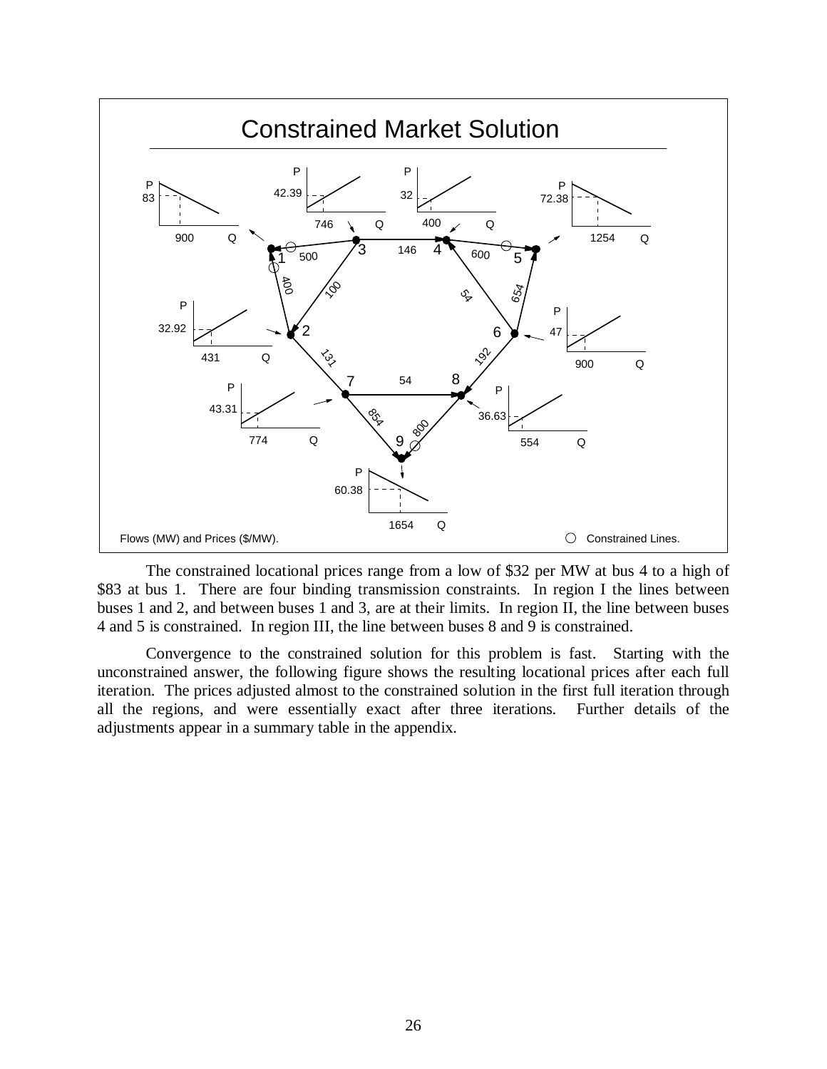## Constrained Market Solution

Flows (MW) and Prices ($/MW). ○ Constrained Lines.

The constrained locational prices range from a low of $32 per MW at bus 4 to a high of $83 at bus 1. There are four binding transmission constraints. In region I the lines between buses 1 and 2, and between buses 1 and 3, are at their limits. In region II, the line between buses 4 and 5 is constrained. In region III, the line between buses 8 and 9 is constrained.

Convergence to the constrained solution for this problem is fast. Starting with the unconstrained answer, the following figure shows the resulting locational prices after each full iteration. The prices adjusted almost to the constrained solution in the first full iteration through all the regions, and were essentially exact after three iterations. Further details of the adjustments appear in a summary table in the appendix.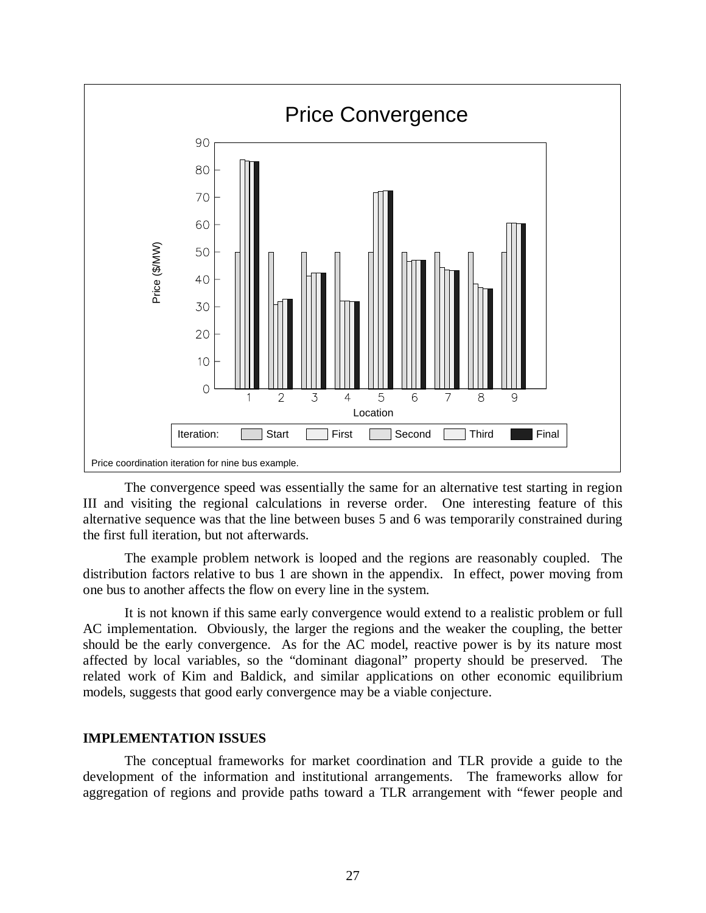Price coordination iteration for nine bus example.

The convergence speed was essentially the same for an alternative test starting in region III and visiting the regional calculations in reverse order. One interesting feature of this alternative sequence was that the line between buses 5 and 6 was temporarily constrained during the first full iteration, but not afterwards.

The example problem network is looped and the regions are reasonably coupled. The distribution factors relative to bus 1 are shown in the appendix. In effect, power moving from one bus to another affects the flow on every line in the system.

It is not known if this same early convergence would extend to a realistic problem or full AC implementation. Obviously, the larger the regions and the weaker the coupling, the better should be the early convergence. As for the AC model, reactive power is by its nature most affected by local variables, so the "dominant diagonal" property should be preserved. The related work of Kim and Baldick, and similar applications on other economic equilibrium models, suggests that good early convergence may be a viable conjecture.

**IMPLEMENTATION ISSUES**

The conceptual frameworks for market coordination and TLR provide a guide to the development of the information and institutional arrangements. The frameworks allow for aggregation of regions and provide paths toward a TLR arrangement with "fewer people and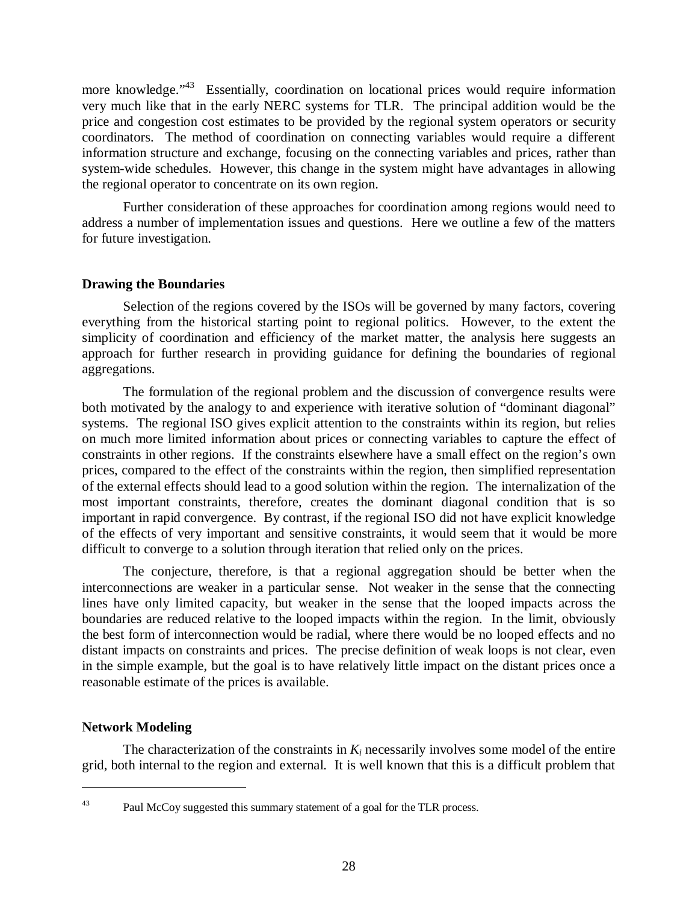more knowledge."[43] Essentially, coordination on locational prices would require information very much like that in the early NERC systems for TLR. The principal addition would be the price and congestion cost estimates to be provided by the regional system operators or security coordinators. The method of coordination on connecting variables would require a different information structure and exchange, focusing on the connecting variables and prices, rather than system-wide schedules. However, this change in the system might have advantages in allowing the regional operator to concentrate on its own region.

Further consideration of these approaches for coordination among regions would need to address a number of implementation issues and questions. Here we outline a few of the matters for future investigation.

**Drawing the Boundaries**

Selection of the regions covered by the ISOs will be governed by many factors, covering everything from the historical starting point to regional politics. However, to the extent the simplicity of coordination and efficiency of the market matter, the analysis here suggests an approach for further research in providing guidance for defining the boundaries of regional aggregations.

The formulation of the regional problem and the discussion of convergence results were both motivated by the analogy to and experience with iterative solution of "dominant diagonal" systems. The regional ISO gives explicit attention to the constraints within its region, but relies on much more limited information about prices or connecting variables to capture the effect of constraints in other regions. If the constraints elsewhere have a small effect on the region's own prices, compared to the effect of the constraints within the region, then simplified representation of the external effects should lead to a good solution within the region. The internalization of the most important constraints, therefore, creates the dominant diagonal condition that is so important in rapid convergence. By contrast, if the regional ISO did not have explicit knowledge of the effects of very important and sensitive constraints, it would seem that it would be more difficult to converge to a solution through iteration that relied only on the prices.

The conjecture, therefore, is that a regional aggregation should be better when the interconnections are weaker in a particular sense. Not weaker in the sense that the connecting lines have only limited capacity, but weaker in the sense that the looped impacts across the boundaries are reduced relative to the looped impacts within the region. In the limit, obviously the best form of interconnection would be radial, where there would be no looped effects and no distant impacts on constraints and prices. The precise definition of weak loops is not clear, even in the simple example, but the goal is to have relatively little impact on the distant prices once a reasonable estimate of the prices is available.

**Network Modeling**

The characterization of the constraints in $K_i$ necessarily involves some model of the entire grid, both internal to the region and external. It is well known that this is a difficult problem that

---

[43] Paul McCoy suggested this summary statement of a goal for the TLR process.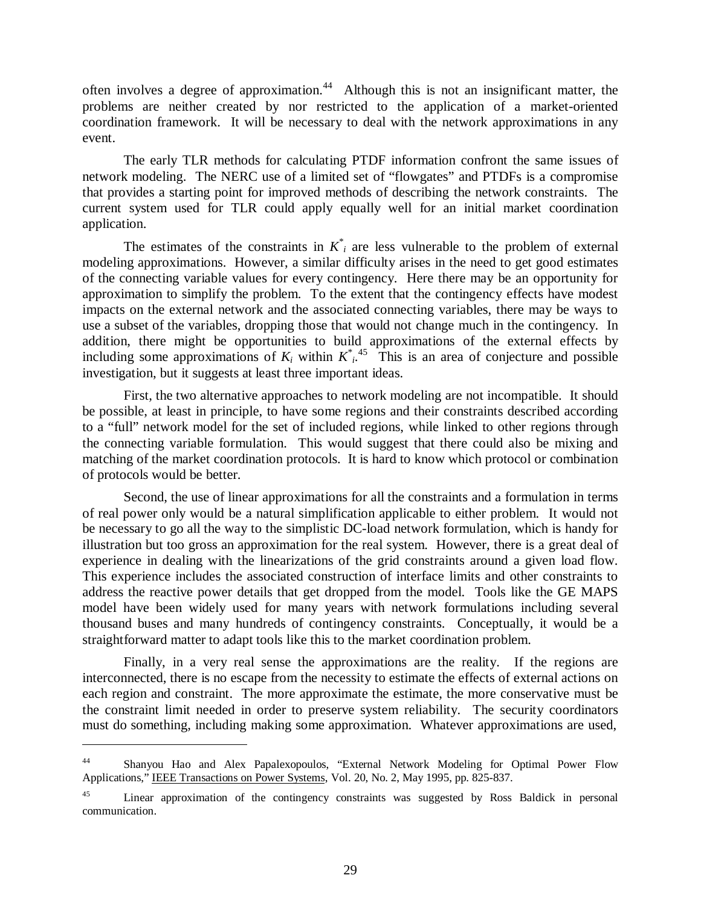often involves a degree of approximation.[44] Although this is not an insignificant matter, the problems are neither created by nor restricted to the application of a market-oriented coordination framework. It will be necessary to deal with the network approximations in any event.

The early TLR methods for calculating PTDF information confront the same issues of network modeling. The NERC use of a limited set of "flowgates" and PTDFs is a compromise that provides a starting point for improved methods of describing the network constraints. The current system used for TLR could apply equally well for an initial market coordination application.

The estimates of the constraints in $K^*_i$ are less vulnerable to the problem of external modeling approximations. However, a similar difficulty arises in the need to get good estimates of the connecting variable values for every contingency. Here there may be an opportunity for approximation to simplify the problem. To the extent that the contingency effects have modest impacts on the external network and the associated connecting variables, there may be ways to use a subset of the variables, dropping those that would not change much in the contingency. In addition, there might be opportunities to build approximations of the external effects by including some approximations of $K_i$ within $K^*_i$.[45] This is an area of conjecture and possible investigation, but it suggests at least three important ideas.

First, the two alternative approaches to network modeling are not incompatible. It should be possible, at least in principle, to have some regions and their constraints described according to a "full" network model for the set of included regions, while linked to other regions through the connecting variable formulation. This would suggest that there could also be mixing and matching of the market coordination protocols. It is hard to know which protocol or combination of protocols would be better.

Second, the use of linear approximations for all the constraints and a formulation in terms of real power only would be a natural simplification applicable to either problem. It would not be necessary to go all the way to the simplistic DC-load network formulation, which is handy for illustration but too gross an approximation for the real system. However, there is a great deal of experience in dealing with the linearizations of the grid constraints around a given load flow. This experience includes the associated construction of interface limits and other constraints to address the reactive power details that get dropped from the model. Tools like the GE MAPS model have been widely used for many years with network formulations including several thousand buses and many hundreds of contingency constraints. Conceptually, it would be a straightforward matter to adapt tools like this to the market coordination problem.

Finally, in a very real sense the approximations are the reality. If the regions are interconnected, there is no escape from the necessity to estimate the effects of external actions on each region and constraint. The more approximate the estimate, the more conservative must be the constraint limit needed in order to preserve system reliability. The security coordinators must do something, including making some approximation. Whatever approximations are used,

---

[44] Shanyou Hao and Alex Papalexopoulos, "External Network Modeling for Optimal Power Flow Applications," IEEE Transactions on Power Systems, Vol. 20, No. 2, May 1995, pp. 825-837.

[45] Linear approximation of the contingency constraints was suggested by Ross Baldick in personal communication.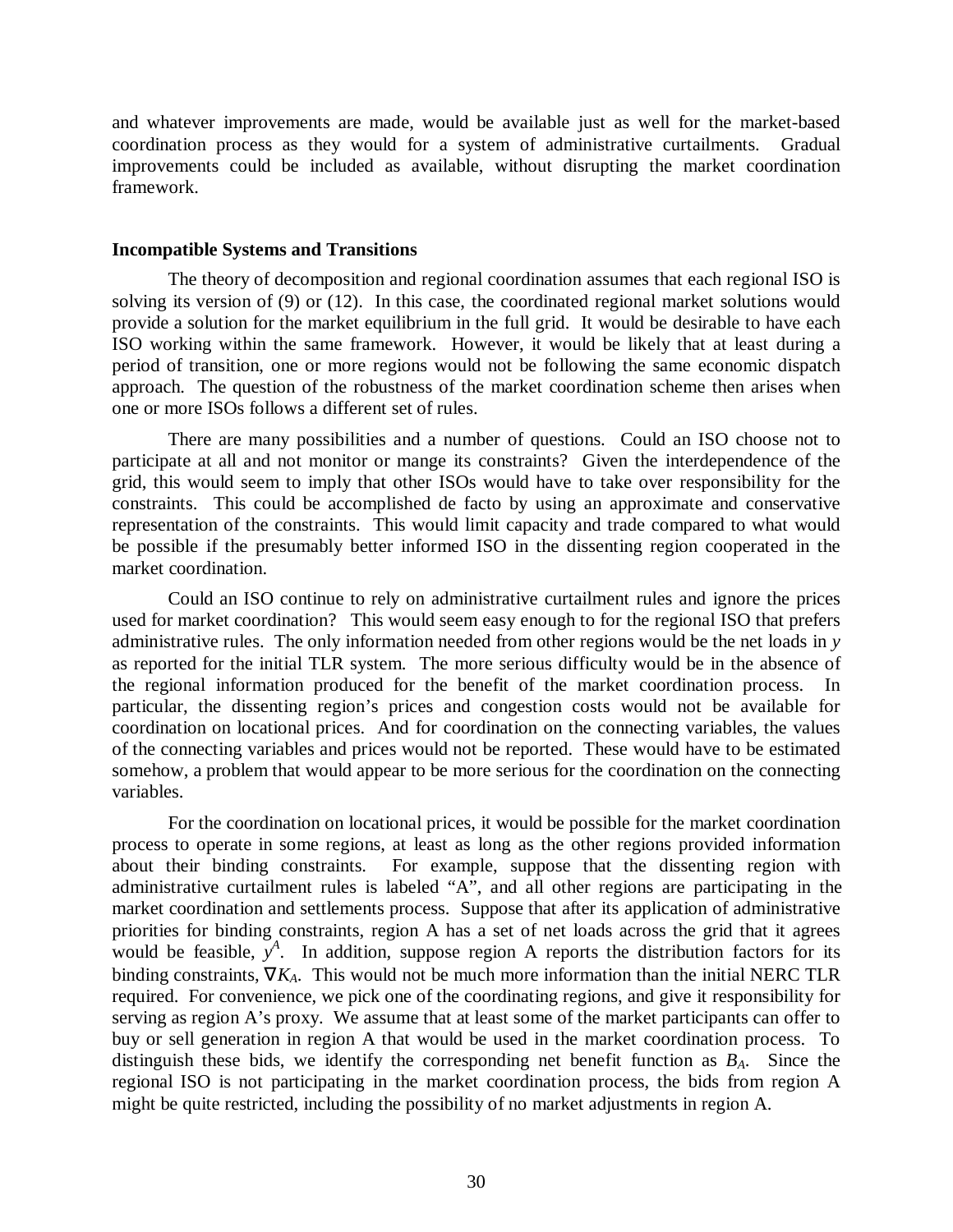and whatever improvements are made, would be available just as well for the market-based coordination process as they would for a system of administrative curtailments. Gradual improvements could be included as available, without disrupting the market coordination framework.

### Incompatible Systems and Transitions

The theory of decomposition and regional coordination assumes that each regional ISO is solving its version of (9) or (12). In this case, the coordinated regional market solutions would provide a solution for the market equilibrium in the full grid. It would be desirable to have each ISO working within the same framework. However, it would be likely that at least during a period of transition, one or more regions would not be following the same economic dispatch approach. The question of the robustness of the market coordination scheme then arises when one or more ISOs follows a different set of rules.

There are many possibilities and a number of questions. Could an ISO choose not to participate at all and not monitor or mange its constraints? Given the interdependence of the grid, this would seem to imply that other ISOs would have to take over responsibility for the constraints. This could be accomplished de facto by using an approximate and conservative representation of the constraints. This would limit capacity and trade compared to what would be possible if the presumably better informed ISO in the dissenting region cooperated in the market coordination.

Could an ISO continue to rely on administrative curtailment rules and ignore the prices used for market coordination? This would seem easy enough to for the regional ISO that prefers administrative rules. The only information needed from other regions would be the net loads in $y$ as reported for the initial TLR system. The more serious difficulty would be in the absence of the regional information produced for the benefit of the market coordination process. In particular, the dissenting region's prices and congestion costs would not be available for coordination on locational prices. And for coordination on the connecting variables, the values of the connecting variables and prices would not be reported. These would have to be estimated somehow, a problem that would appear to be more serious for the coordination on the connecting variables.

For the coordination on locational prices, it would be possible for the market coordination process to operate in some regions, at least as long as the other regions provided information about their binding constraints. For example, suppose that the dissenting region with administrative curtailment rules is labeled "A", and all other regions are participating in the market coordination and settlements process. Suppose that after its application of administrative priorities for binding constraints, region A has a set of net loads across the grid that it agrees would be feasible, $y^A$. In addition, suppose region A reports the distribution factors for its binding constraints, $\nabla K_A$. This would not be much more information than the initial NERC TLR required. For convenience, we pick one of the coordinating regions, and give it responsibility for serving as region A's proxy. We assume that at least some of the market participants can offer to buy or sell generation in region A that would be used in the market coordination process. To distinguish these bids, we identify the corresponding net benefit function as $B_A$. Since the regional ISO is not participating in the market coordination process, the bids from region A might be quite restricted, including the possibility of no market adjustments in region A.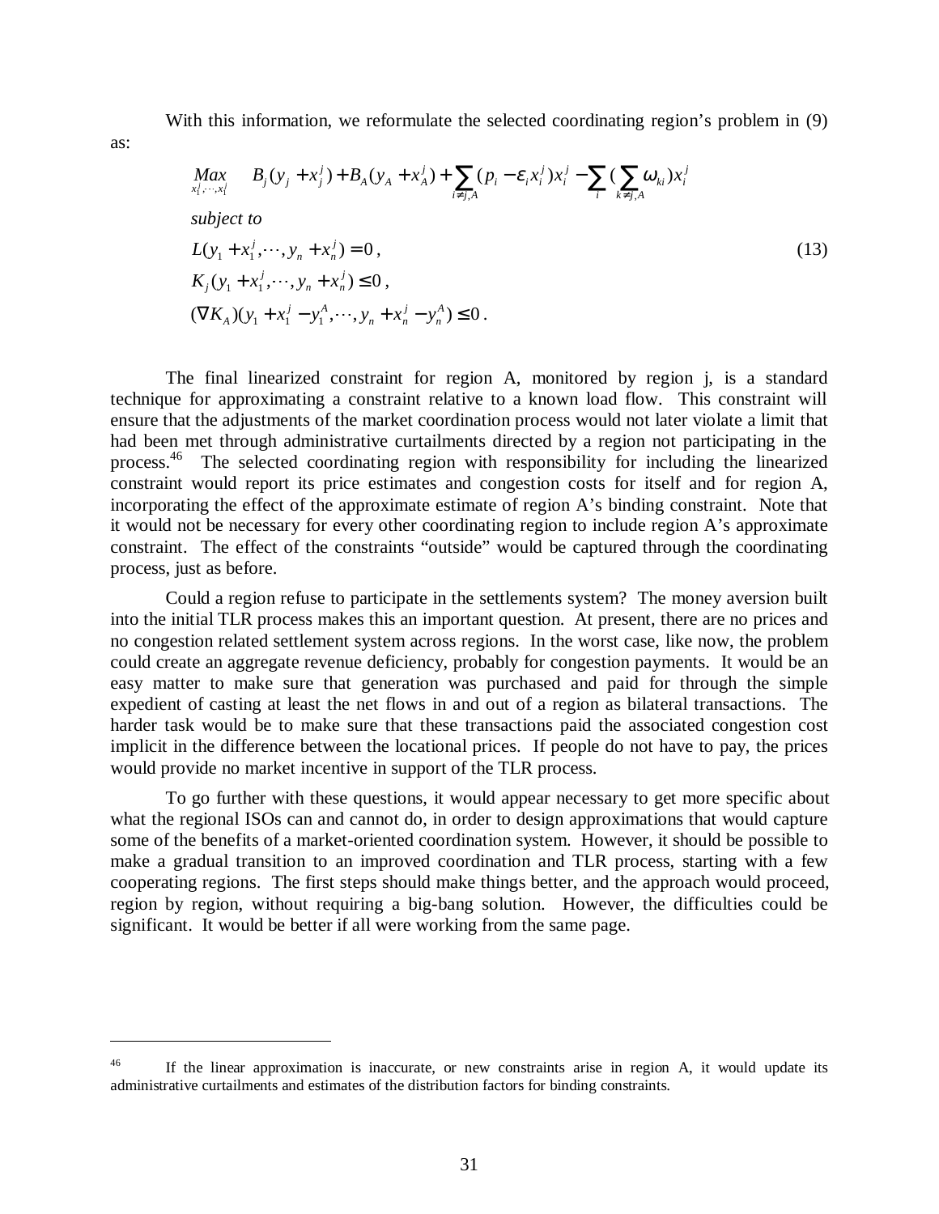With this information, we reformulate the selected coordinating region's problem in (9) as:

$$
\begin{aligned}
&\underset{x_1^j,\cdots,x_l^j}{Max} \quad B_j(y_j + x_j^j) + B_A(y_A + x_A^j) + \sum_{i \neq j,A} (p_i - \varepsilon_i x_i^j) x_i^j - \sum_i \left(\sum_{k \neq j,A} \omega_{ki}\right) x_i^j \\
&\textit{subject to} \\
&L(y_1 + x_1^j, \cdots, y_n + x_n^j) = 0, \\
&K_j(y_1 + x_1^j, \cdots, y_n + x_n^j) \leq 0, \\
&(\nabla K_A)(y_1 + x_1^j - y_1^A, \cdots, y_n + x_n^j - y_n^A) \leq 0.
\end{aligned}
\tag{13}
$$

The final linearized constraint for region A, monitored by region j, is a standard technique for approximating a constraint relative to a known load flow. This constraint will ensure that the adjustments of the market coordination process would not later violate a limit that had been met through administrative curtailments directed by a region not participating in the process.[46] The selected coordinating region with responsibility for including the linearized constraint would report its price estimates and congestion costs for itself and for region A, incorporating the effect of the approximate estimate of region A's binding constraint. Note that it would not be necessary for every other coordinating region to include region A's approximate constraint. The effect of the constraints "outside" would be captured through the coordinating process, just as before.

Could a region refuse to participate in the settlements system? The money aversion built into the initial TLR process makes this an important question. At present, there are no prices and no congestion related settlement system across regions. In the worst case, like now, the problem could create an aggregate revenue deficiency, probably for congestion payments. It would be an easy matter to make sure that generation was purchased and paid for through the simple expedient of casting at least the net flows in and out of a region as bilateral transactions. The harder task would be to make sure that these transactions paid the associated congestion cost implicit in the difference between the locational prices. If people do not have to pay, the prices would provide no market incentive in support of the TLR process.

To go further with these questions, it would appear necessary to get more specific about what the regional ISOs can and cannot do, in order to design approximations that would capture some of the benefits of a market-oriented coordination system. However, it should be possible to make a gradual transition to an improved coordination and TLR process, starting with a few cooperating regions. The first steps should make things better, and the approach would proceed, region by region, without requiring a big-bang solution. However, the difficulties could be significant. It would be better if all were working from the same page.

---

[46] If the linear approximation is inaccurate, or new constraints arise in region A, it would update its administrative curtailments and estimates of the distribution factors for binding constraints.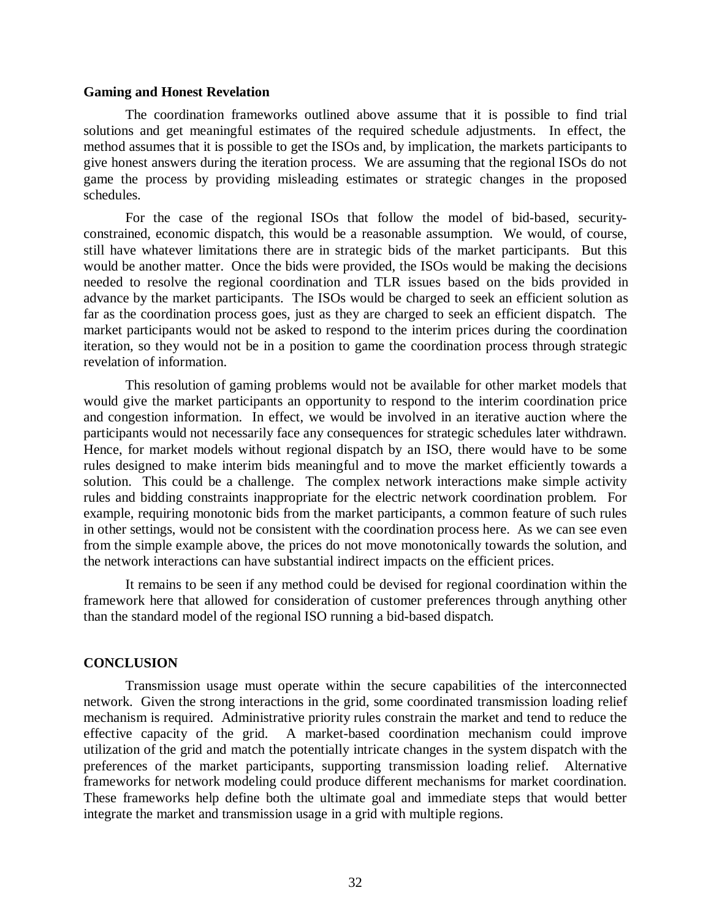### Gaming and Honest Revelation

The coordination frameworks outlined above assume that it is possible to find trial solutions and get meaningful estimates of the required schedule adjustments. In effect, the method assumes that it is possible to get the ISOs and, by implication, the markets participants to give honest answers during the iteration process. We are assuming that the regional ISOs do not game the process by providing misleading estimates or strategic changes in the proposed schedules.

For the case of the regional ISOs that follow the model of bid-based, security-constrained, economic dispatch, this would be a reasonable assumption. We would, of course, still have whatever limitations there are in strategic bids of the market participants. But this would be another matter. Once the bids were provided, the ISOs would be making the decisions needed to resolve the regional coordination and TLR issues based on the bids provided in advance by the market participants. The ISOs would be charged to seek an efficient solution as far as the coordination process goes, just as they are charged to seek an efficient dispatch. The market participants would not be asked to respond to the interim prices during the coordination iteration, so they would not be in a position to game the coordination process through strategic revelation of information.

This resolution of gaming problems would not be available for other market models that would give the market participants an opportunity to respond to the interim coordination price and congestion information. In effect, we would be involved in an iterative auction where the participants would not necessarily face any consequences for strategic schedules later withdrawn. Hence, for market models without regional dispatch by an ISO, there would have to be some rules designed to make interim bids meaningful and to move the market efficiently towards a solution. This could be a challenge. The complex network interactions make simple activity rules and bidding constraints inappropriate for the electric network coordination problem. For example, requiring monotonic bids from the market participants, a common feature of such rules in other settings, would not be consistent with the coordination process here. As we can see even from the simple example above, the prices do not move monotonically towards the solution, and the network interactions can have substantial indirect impacts on the efficient prices.

It remains to be seen if any method could be devised for regional coordination within the framework here that allowed for consideration of customer preferences through anything other than the standard model of the regional ISO running a bid-based dispatch.

## CONCLUSION

Transmission usage must operate within the secure capabilities of the interconnected network. Given the strong interactions in the grid, some coordinated transmission loading relief mechanism is required. Administrative priority rules constrain the market and tend to reduce the effective capacity of the grid. A market-based coordination mechanism could improve utilization of the grid and match the potentially intricate changes in the system dispatch with the preferences of the market participants, supporting transmission loading relief. Alternative frameworks for network modeling could produce different mechanisms for market coordination. These frameworks help define both the ultimate goal and immediate steps that would better integrate the market and transmission usage in a grid with multiple regions.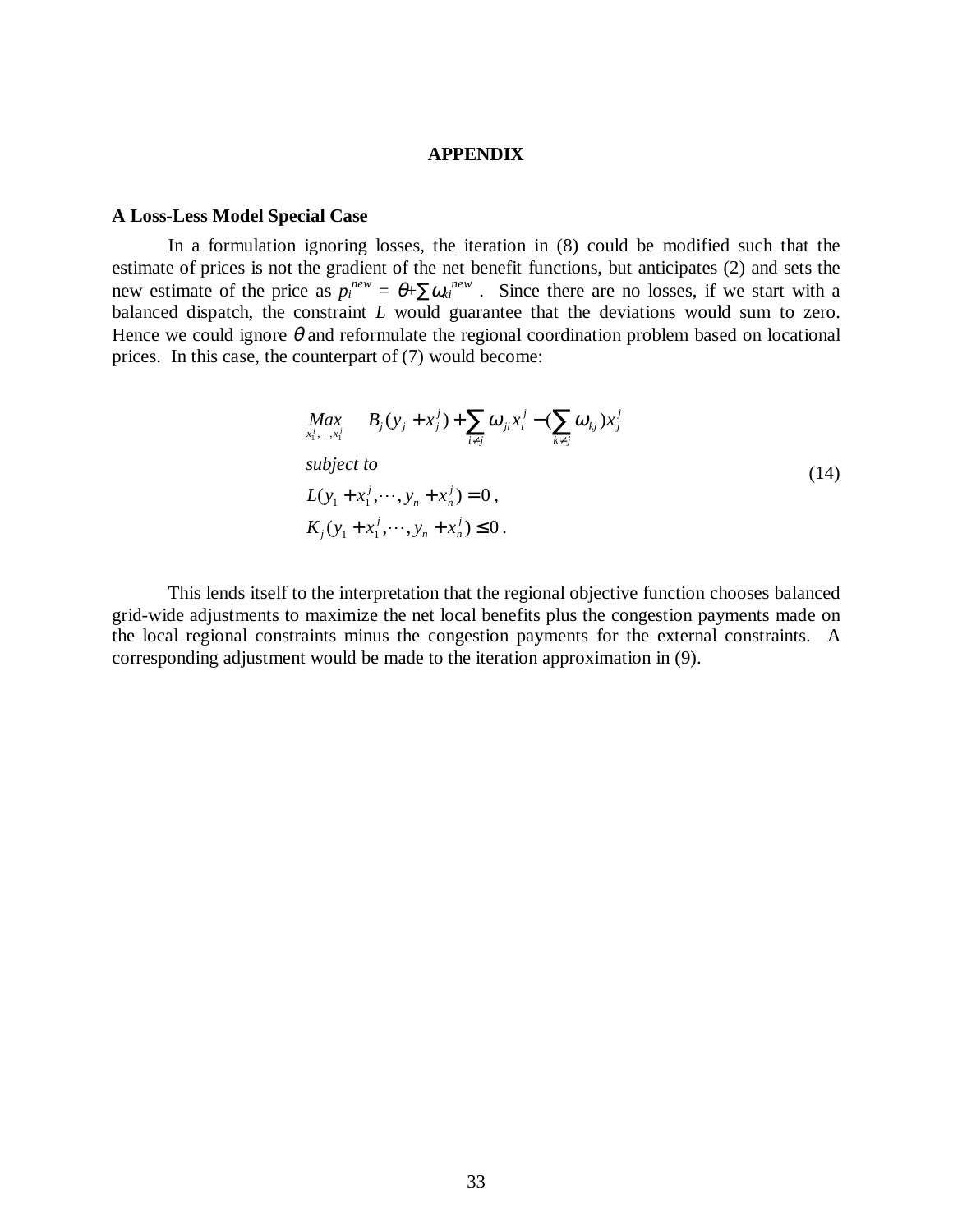# APPENDIX

### A Loss-Less Model Special Case

In a formulation ignoring losses, the iteration in (8) could be modified such that the estimate of prices is not the gradient of the net benefit functions, but anticipates (2) and sets the new estimate of the price as $p_i^{new} = \theta + \sum \omega_{ki}^{new}$ . Since there are no losses, if we start with a balanced dispatch, the constraint $L$ would guarantee that the deviations would sum to zero. Hence we could ignore $\theta$ and reformulate the regional coordination problem based on locational prices. In this case, the counterpart of (7) would become:

$$
\begin{aligned}
&\underset{x_1^j,\cdots,x_1^j}{Max} \quad B_j(y_j + x_j^j) + \sum_{i \neq j} \omega_{ji} x_i^j - (\sum_{k \neq j} \omega_{kj}) x_j^j \\
&\textit{subject to} \\
&L(y_1 + x_1^j, \cdots, y_n + x_n^j) = 0\,, \\
&K_j(y_1 + x_1^j, \cdots, y_n + x_n^j) \leq 0\,.
\end{aligned}
\tag{14}
$$

This lends itself to the interpretation that the regional objective function chooses balanced grid-wide adjustments to maximize the net local benefits plus the congestion payments made on the local regional constraints minus the congestion payments for the external constraints. A corresponding adjustment would be made to the iteration approximation in (9).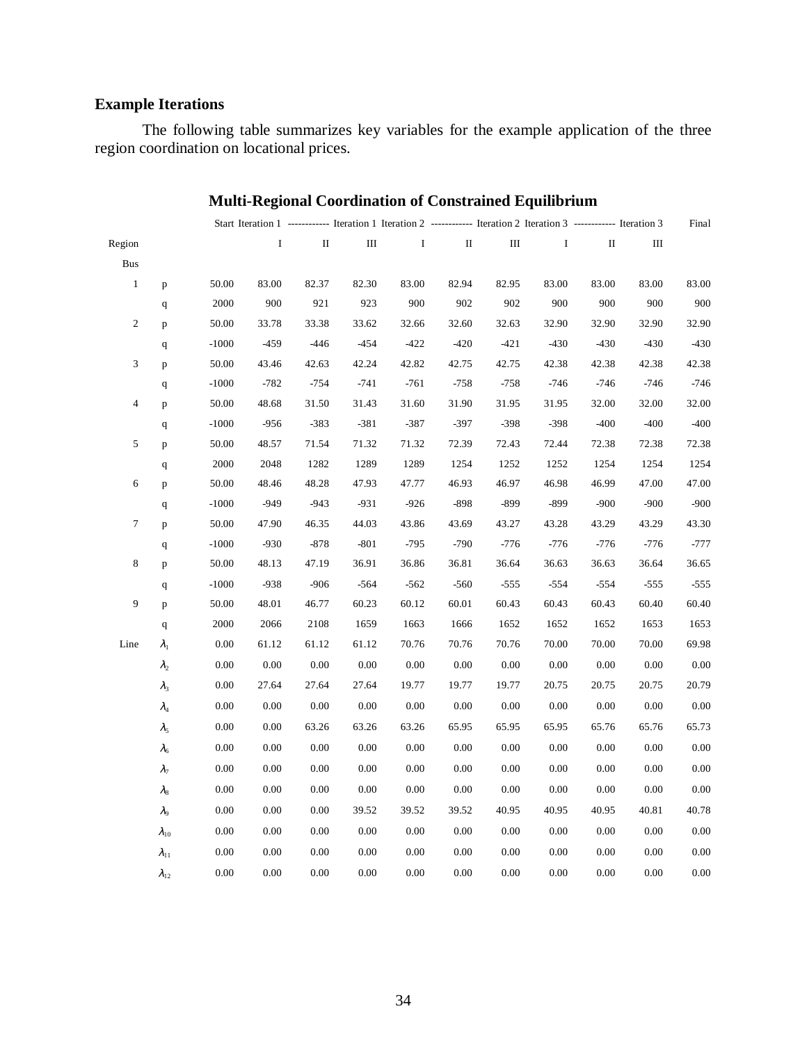### Example Iterations

The following table summarizes key variables for the example application of the three region coordination on locational prices.

**Multi-Regional Coordination of Constrained Equilibrium**

| | | Start | Iteration 1 | ------------ Iteration 1 | Iteration 2 | ------------ Iteration 2 | Iteration 3 | ------------ Iteration 3 | Final |
|---|---|---|---|---|---|---|---|---|---|

| Region | | | I | II | III | I | II | III | I | II | III | Final |
|---|---|---|---|---|---|---|---|---|---|---|---|---|
| Bus | | | | | | | | | | | | |
| 1 | p | 50.00 | 83.00 | 82.37 | 82.30 | 83.00 | 82.94 | 82.95 | 83.00 | 83.00 | 83.00 | 83.00 |
| | q | 2000 | 900 | 921 | 923 | 900 | 902 | 902 | 900 | 900 | 900 | 900 |
| 2 | p | 50.00 | 33.78 | 33.38 | 33.62 | 32.66 | 32.60 | 32.63 | 32.90 | 32.90 | 32.90 | 32.90 |
| | q | -1000 | -459 | -446 | -454 | -422 | -420 | -421 | -430 | -430 | -430 | -430 |
| 3 | p | 50.00 | 43.46 | 42.63 | 42.24 | 42.82 | 42.75 | 42.75 | 42.38 | 42.38 | 42.38 | 42.38 |
| | q | -1000 | -782 | -754 | -741 | -761 | -758 | -758 | -746 | -746 | -746 | -746 |
| 4 | p | 50.00 | 48.68 | 31.50 | 31.43 | 31.60 | 31.90 | 31.95 | 31.95 | 32.00 | 32.00 | 32.00 |
| | q | -1000 | -956 | -383 | -381 | -387 | -397 | -398 | -398 | -400 | -400 | -400 |
| 5 | p | 50.00 | 48.57 | 71.54 | 71.32 | 71.32 | 72.39 | 72.43 | 72.44 | 72.38 | 72.38 | 72.38 |
| | q | 2000 | 2048 | 1282 | 1289 | 1289 | 1254 | 1252 | 1252 | 1254 | 1254 | 1254 |
| 6 | p | 50.00 | 48.46 | 48.28 | 47.93 | 47.77 | 46.93 | 46.97 | 46.98 | 46.99 | 47.00 | 47.00 |
| | q | -1000 | -949 | -943 | -931 | -926 | -898 | -899 | -899 | -900 | -900 | -900 |
| 7 | p | 50.00 | 47.90 | 46.35 | 44.03 | 43.86 | 43.69 | 43.27 | 43.28 | 43.29 | 43.29 | 43.30 |
| | q | -1000 | -930 | -878 | -801 | -795 | -790 | -776 | -776 | -776 | -776 | -777 |
| 8 | p | 50.00 | 48.13 | 47.19 | 36.91 | 36.86 | 36.81 | 36.64 | 36.63 | 36.63 | 36.64 | 36.65 |
| | q | -1000 | -938 | -906 | -564 | -562 | -560 | -555 | -554 | -554 | -555 | -555 |
| 9 | p | 50.00 | 48.01 | 46.77 | 60.23 | 60.12 | 60.01 | 60.43 | 60.43 | 60.43 | 60.40 | 60.40 |
| | q | 2000 | 2066 | 2108 | 1659 | 1663 | 1666 | 1652 | 1652 | 1652 | 1653 | 1653 |
| Line | $\lambda_1$ | 0.00 | 61.12 | 61.12 | 61.12 | 70.76 | 70.76 | 70.76 | 70.00 | 70.00 | 70.00 | 69.98 |
| | $\lambda_2$ | 0.00 | 0.00 | 0.00 | 0.00 | 0.00 | 0.00 | 0.00 | 0.00 | 0.00 | 0.00 | 0.00 |
| | $\lambda_3$ | 0.00 | 27.64 | 27.64 | 27.64 | 19.77 | 19.77 | 19.77 | 20.75 | 20.75 | 20.75 | 20.79 |
| | $\lambda_4$ | 0.00 | 0.00 | 0.00 | 0.00 | 0.00 | 0.00 | 0.00 | 0.00 | 0.00 | 0.00 | 0.00 |
| | $\lambda_5$ | 0.00 | 0.00 | 63.26 | 63.26 | 63.26 | 65.95 | 65.95 | 65.95 | 65.76 | 65.76 | 65.73 |
| | $\lambda_6$ | 0.00 | 0.00 | 0.00 | 0.00 | 0.00 | 0.00 | 0.00 | 0.00 | 0.00 | 0.00 | 0.00 |
| | $\lambda_7$ | 0.00 | 0.00 | 0.00 | 0.00 | 0.00 | 0.00 | 0.00 | 0.00 | 0.00 | 0.00 | 0.00 |
| | $\lambda_8$ | 0.00 | 0.00 | 0.00 | 0.00 | 0.00 | 0.00 | 0.00 | 0.00 | 0.00 | 0.00 | 0.00 |
| | $\lambda_9$ | 0.00 | 0.00 | 0.00 | 39.52 | 39.52 | 39.52 | 40.95 | 40.95 | 40.95 | 40.81 | 40.78 |
| | $\lambda_{10}$ | 0.00 | 0.00 | 0.00 | 0.00 | 0.00 | 0.00 | 0.00 | 0.00 | 0.00 | 0.00 | 0.00 |
| | $\lambda_{11}$ | 0.00 | 0.00 | 0.00 | 0.00 | 0.00 | 0.00 | 0.00 | 0.00 | 0.00 | 0.00 | 0.00 |
| | $\lambda_{12}$ | 0.00 | 0.00 | 0.00 | 0.00 | 0.00 | 0.00 | 0.00 | 0.00 | 0.00 | 0.00 | 0.00 |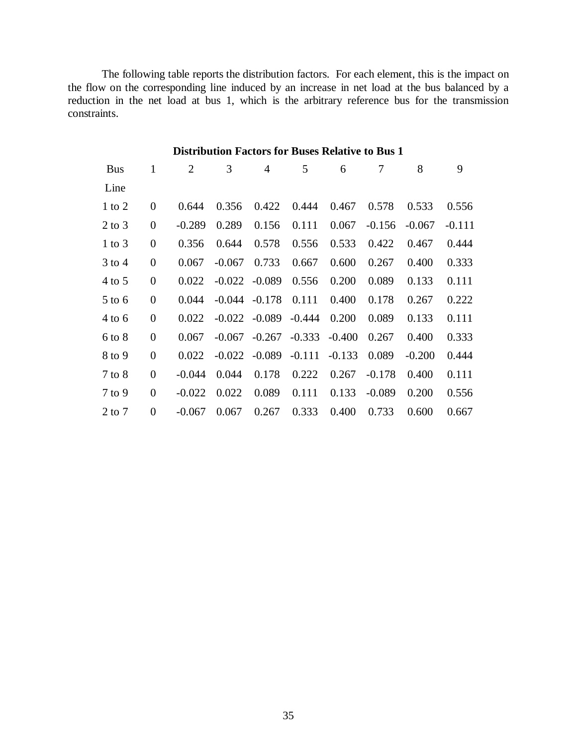The following table reports the distribution factors. For each element, this is the impact on the flow on the corresponding line induced by an increase in net load at the bus balanced by a reduction in the net load at bus 1, which is the arbitrary reference bus for the transmission constraints.

**Distribution Factors for Buses Relative to Bus 1**

| Bus<br>Line | 1 | 2 | 3 | 4 | 5 | 6 | 7 | 8 | 9 |
|---|---|---|---|---|---|---|---|---|---|
| 1 to 2 | 0 | 0.644 | 0.356 | 0.422 | 0.444 | 0.467 | 0.578 | 0.533 | 0.556 |
| 2 to 3 | 0 | -0.289 | 0.289 | 0.156 | 0.111 | 0.067 | -0.156 | -0.067 | -0.111 |
| 1 to 3 | 0 | 0.356 | 0.644 | 0.578 | 0.556 | 0.533 | 0.422 | 0.467 | 0.444 |
| 3 to 4 | 0 | 0.067 | -0.067 | 0.733 | 0.667 | 0.600 | 0.267 | 0.400 | 0.333 |
| 4 to 5 | 0 | 0.022 | -0.022 | -0.089 | 0.556 | 0.200 | 0.089 | 0.133 | 0.111 |
| 5 to 6 | 0 | 0.044 | -0.044 | -0.178 | 0.111 | 0.400 | 0.178 | 0.267 | 0.222 |
| 4 to 6 | 0 | 0.022 | -0.022 | -0.089 | -0.444 | 0.200 | 0.089 | 0.133 | 0.111 |
| 6 to 8 | 0 | 0.067 | -0.067 | -0.267 | -0.333 | -0.400 | 0.267 | 0.400 | 0.333 |
| 8 to 9 | 0 | 0.022 | -0.022 | -0.089 | -0.111 | -0.133 | 0.089 | -0.200 | 0.444 |
| 7 to 8 | 0 | -0.044 | 0.044 | 0.178 | 0.222 | 0.267 | -0.178 | 0.400 | 0.111 |
| 7 to 9 | 0 | -0.022 | 0.022 | 0.089 | 0.111 | 0.133 | -0.089 | 0.200 | 0.556 |
| 2 to 7 | 0 | -0.067 | 0.067 | 0.267 | 0.333 | 0.400 | 0.733 | 0.600 | 0.667 |